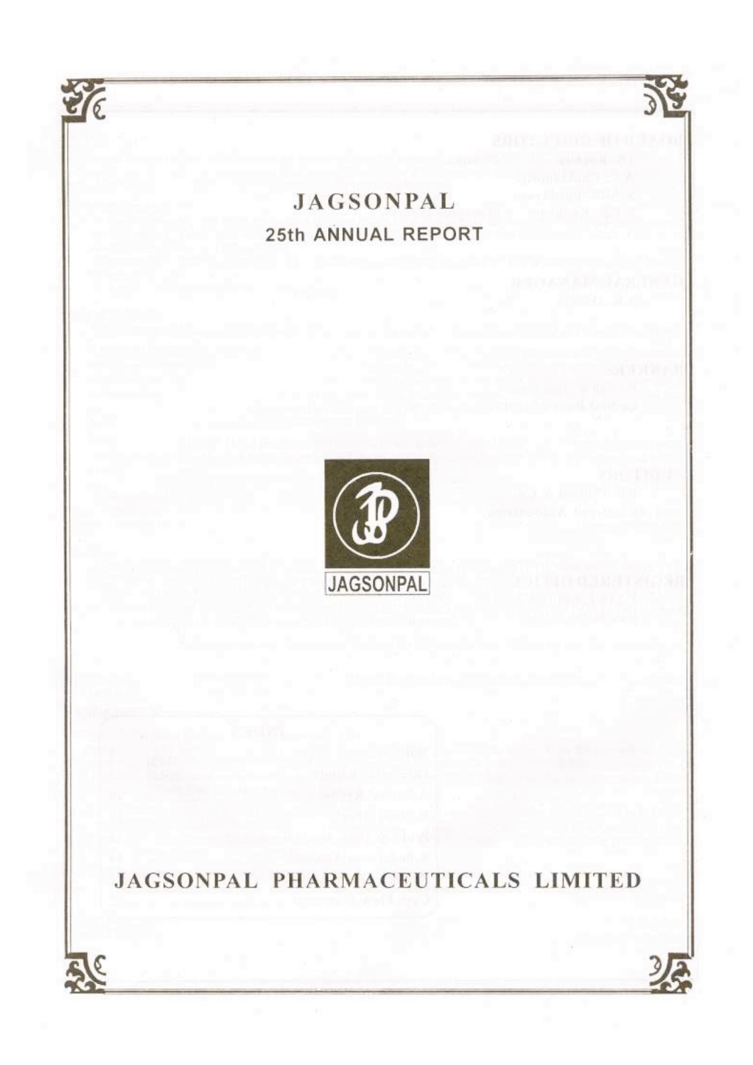# JAGSONPAL

## 25th ANNUAL REPORT

JAGSONPAL

# JAGSONPAL PHARMACEUTICALS LIMITED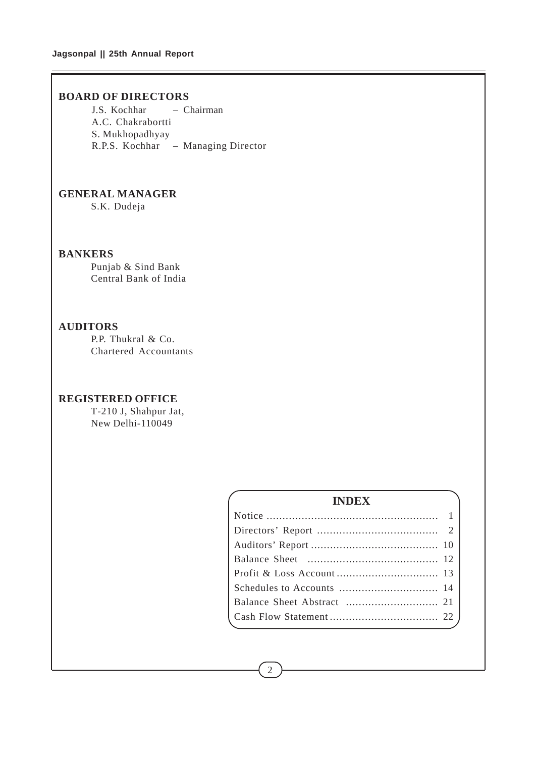## BOARD OF DIRECTORS

J.S. Kochhar – Chairman
A.C. Chakrabortti
S. Mukhopadhyay
R.P.S. Kochhar – Managing Director

## GENERAL MANAGER

S.K. Dudeja

## BANKERS

Punjab & Sind Bank
Central Bank of India

## AUDITORS

P.P. Thukral & Co.
Chartered Accountants

## REGISTERED OFFICE

T-210 J, Shahpur Jat,
New Delhi-110049

## INDEX

| | |
|---|---|
| Notice | 1 |
| Directors' Report | 2 |
| Auditors' Report | 10 |
| Balance Sheet | 12 |
| Profit & Loss Account | 13 |
| Schedules to Accounts | 14 |
| Balance Sheet Abstract | 21 |
| Cash Flow Statement | 22 |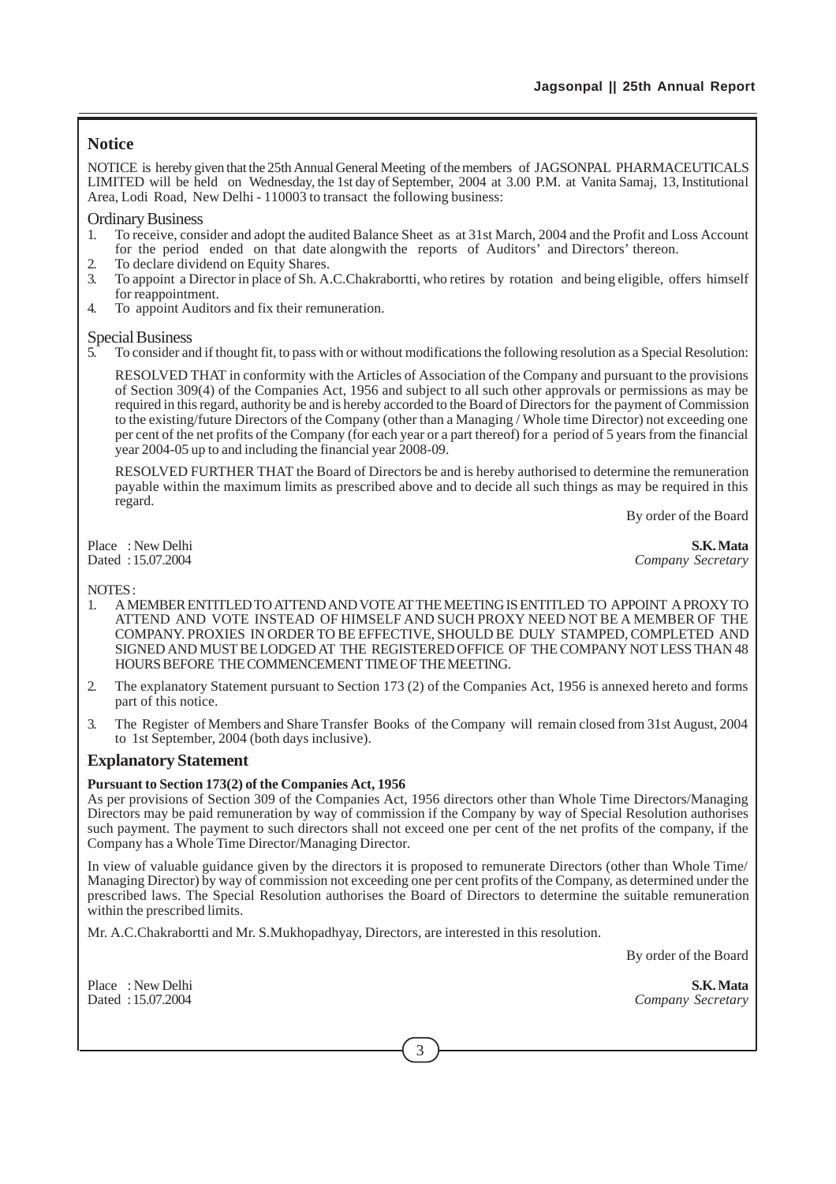## Notice

NOTICE is hereby given that the 25th Annual General Meeting of the members of JAGSONPAL PHARMACEUTICALS LIMITED will be held on Wednesday, the 1st day of September, 2004 at 3.00 P.M. at Vanita Samaj, 13, Institutional Area, Lodi Road, New Delhi - 110003 to transact the following business:

### Ordinary Business

1. To receive, consider and adopt the audited Balance Sheet as at 31st March, 2004 and the Profit and Loss Account for the period ended on that date alongwith the reports of Auditors' and Directors' thereon.
2. To declare dividend on Equity Shares.
3. To appoint a Director in place of Sh. A.C.Chakrabortti, who retires by rotation and being eligible, offers himself for reappointment.
4. To appoint Auditors and fix their remuneration.

### Special Business

5. To consider and if thought fit, to pass with or without modifications the following resolution as a Special Resolution:

   RESOLVED THAT in conformity with the Articles of Association of the Company and pursuant to the provisions of Section 309(4) of the Companies Act, 1956 and subject to all such other approvals or permissions as may be required in this regard, authority be and is hereby accorded to the Board of Directors for the payment of Commission to the existing/future Directors of the Company (other than a Managing / Whole time Director) not exceeding one per cent of the net profits of the Company (for each year or a part thereof) for a period of 5 years from the financial year 2004-05 up to and including the financial year 2008-09.

   RESOLVED FURTHER THAT the Board of Directors be and is hereby authorised to determine the remuneration payable within the maximum limits as prescribed above and to decide all such things as may be required in this regard.

By order of the Board

Place : New Delhi
Dated : 15.07.2004

**S.K. Mata**
*Company Secretary*

NOTES :

1. A MEMBER ENTITLED TO ATTEND AND VOTE AT THE MEETING IS ENTITLED TO APPOINT A PROXY TO ATTEND AND VOTE INSTEAD OF HIMSELF AND SUCH PROXY NEED NOT BE A MEMBER OF THE COMPANY. PROXIES IN ORDER TO BE EFFECTIVE, SHOULD BE DULY STAMPED, COMPLETED AND SIGNED AND MUST BE LODGED AT THE REGISTERED OFFICE OF THE COMPANY NOT LESS THAN 48 HOURS BEFORE THE COMMENCEMENT TIME OF THE MEETING.
2. The explanatory Statement pursuant to Section 173 (2) of the Companies Act, 1956 is annexed hereto and forms part of this notice.
3. The Register of Members and Share Transfer Books of the Company will remain closed from 31st August, 2004 to 1st September, 2004 (both days inclusive).

## Explanatory Statement

**Pursuant to Section 173(2) of the Companies Act, 1956**

As per provisions of Section 309 of the Companies Act, 1956 directors other than Whole Time Directors/Managing Directors may be paid remuneration by way of commission if the Company by way of Special Resolution authorises such payment. The payment to such directors shall not exceed one per cent of the net profits of the company, if the Company has a Whole Time Director/Managing Director.

In view of valuable guidance given by the directors it is proposed to remunerate Directors (other than Whole Time/ Managing Director) by way of commission not exceeding one per cent profits of the Company, as determined under the prescribed laws. The Special Resolution authorises the Board of Directors to determine the suitable remuneration within the prescribed limits.

Mr. A.C.Chakrabortti and Mr. S.Mukhopadhyay, Directors, are interested in this resolution.

By order of the Board

Place : New Delhi
Dated : 15.07.2004

**S.K. Mata**
*Company Secretary*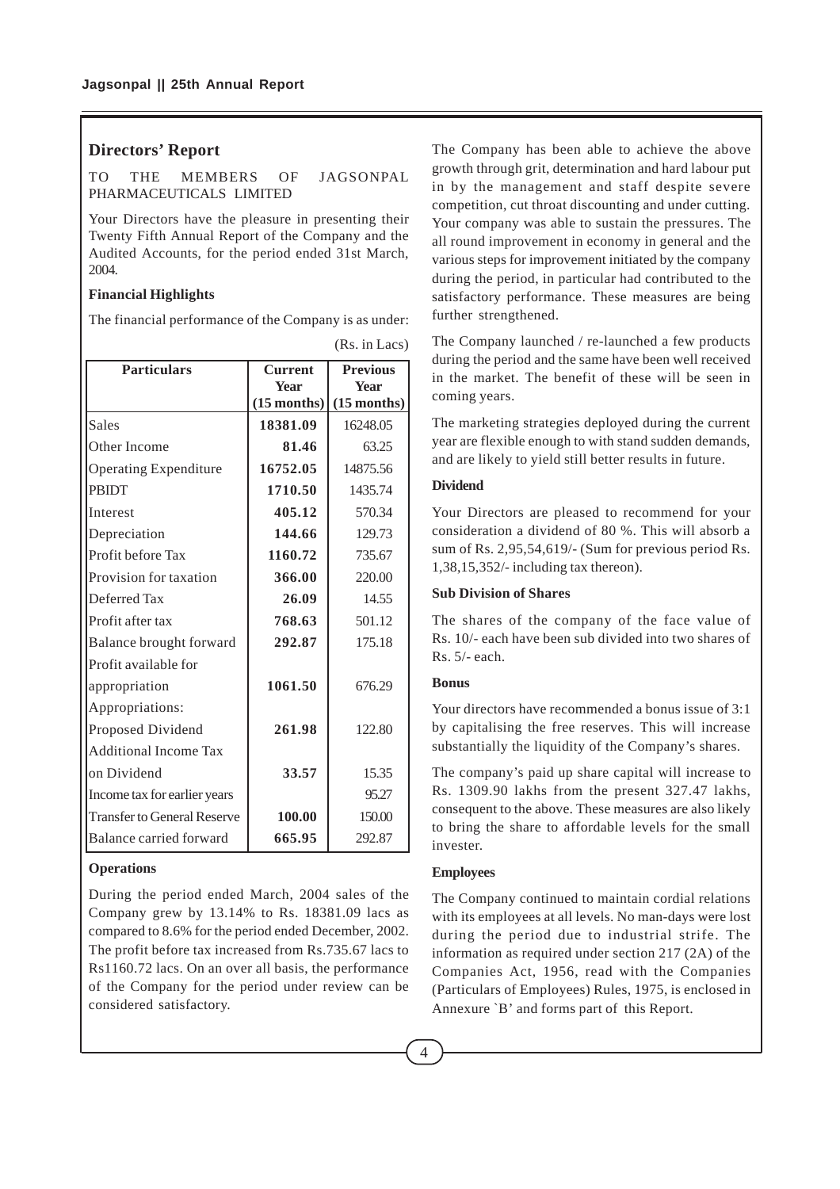## Directors' Report

TO THE MEMBERS OF JAGSONPAL PHARMACEUTICALS LIMITED

Your Directors have the pleasure in presenting their Twenty Fifth Annual Report of the Company and the Audited Accounts, for the period ended 31st March, 2004.

### Financial Highlights

The financial performance of the Company is as under:

(Rs. in Lacs)

| Particulars | Current Year (15 months) | Previous Year (15 months) |
|---|---|---|
| Sales | **18381.09** | 16248.05 |
| Other Income | **81.46** | 63.25 |
| Operating Expenditure | **16752.05** | 14875.56 |
| PBIDT | **1710.50** | 1435.74 |
| Interest | **405.12** | 570.34 |
| Depreciation | **144.66** | 129.73 |
| Profit before Tax | **1160.72** | 735.67 |
| Provision for taxation | **366.00** | 220.00 |
| Deferred Tax | **26.09** | 14.55 |
| Profit after tax | **768.63** | 501.12 |
| Balance brought forward | **292.87** | 175.18 |
| Profit available for appropriation | **1061.50** | 676.29 |
| Appropriations: | | |
| Proposed Dividend | **261.98** | 122.80 |
| Additional Income Tax on Dividend | **33.57** | 15.35 |
| Income tax for earlier years | | 95.27 |
| Transfer to General Reserve | **100.00** | 150.00 |
| Balance carried forward | **665.95** | 292.87 |

### Operations

During the period ended March, 2004 sales of the Company grew by 13.14% to Rs. 18381.09 lacs as compared to 8.6% for the period ended December, 2002. The profit before tax increased from Rs.735.67 lacs to Rs1160.72 lacs. On an over all basis, the performance of the Company for the period under review can be considered satisfactory.

The Company has been able to achieve the above growth through grit, determination and hard labour put in by the management and staff despite severe competition, cut throat discounting and under cutting. Your company was able to sustain the pressures. The all round improvement in economy in general and the various steps for improvement initiated by the company during the period, in particular had contributed to the satisfactory performance. These measures are being further strengthened.

The Company launched / re-launched a few products during the period and the same have been well received in the market. The benefit of these will be seen in coming years.

The marketing strategies deployed during the current year are flexible enough to with stand sudden demands, and are likely to yield still better results in future.

### Dividend

Your Directors are pleased to recommend for your consideration a dividend of 80 %. This will absorb a sum of Rs. 2,95,54,619/- (Sum for previous period Rs. 1,38,15,352/- including tax thereon).

### Sub Division of Shares

The shares of the company of the face value of Rs. 10/- each have been sub divided into two shares of Rs. 5/- each.

### Bonus

Your directors have recommended a bonus issue of 3:1 by capitalising the free reserves. This will increase substantially the liquidity of the Company's shares.

The company's paid up share capital will increase to Rs. 1309.90 lakhs from the present 327.47 lakhs, consequent to the above. These measures are also likely to bring the share to affordable levels for the small invester.

### Employees

The Company continued to maintain cordial relations with its employees at all levels. No man-days were lost during the period due to industrial strife. The information as required under section 217 (2A) of the Companies Act, 1956, read with the Companies (Particulars of Employees) Rules, 1975, is enclosed in Annexure `B' and forms part of this Report.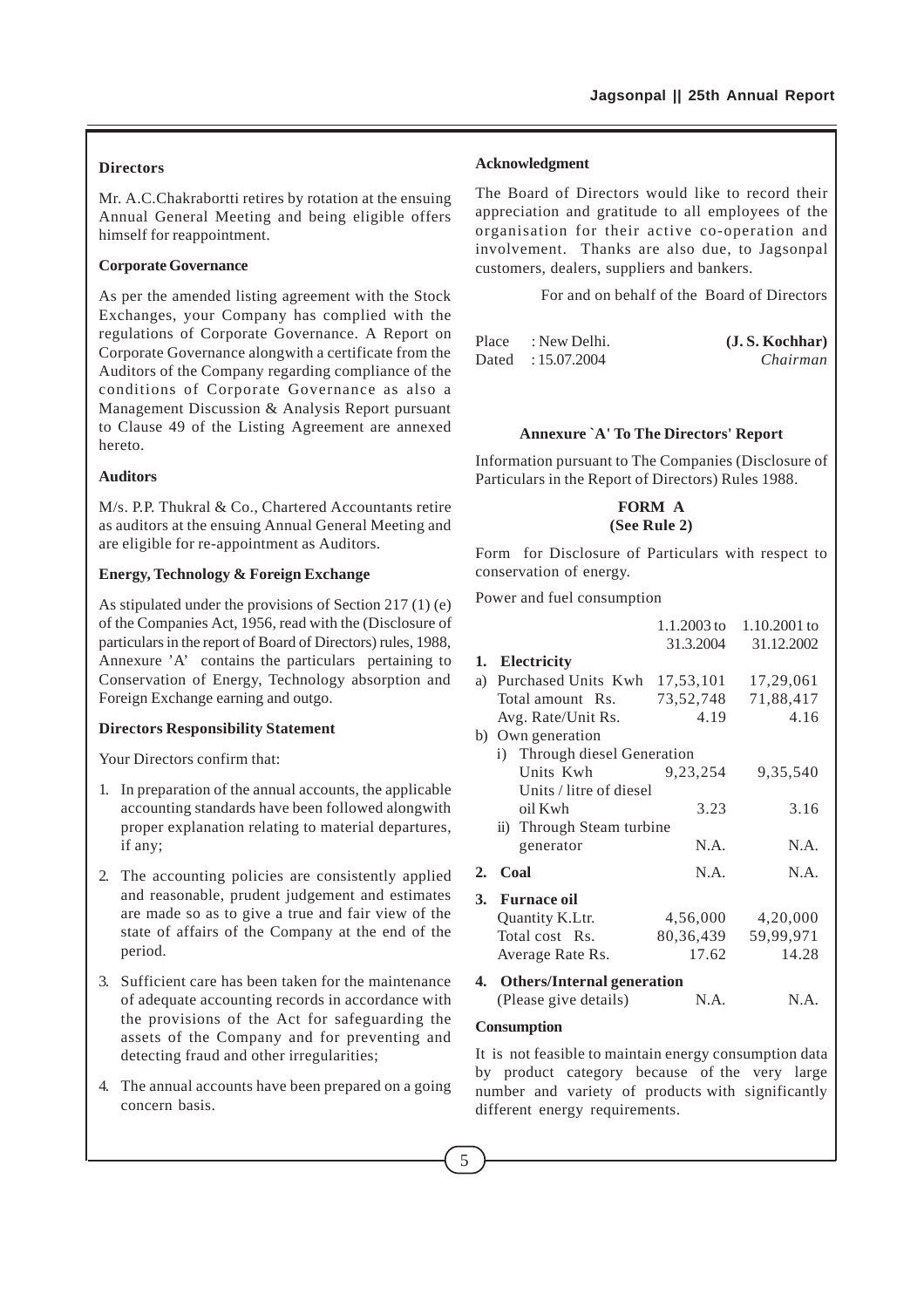### Directors

Mr. A.C.Chakrabortti retires by rotation at the ensuing Annual General Meeting and being eligible offers himself for reappointment.

### Corporate Governance

As per the amended listing agreement with the Stock Exchanges, your Company has complied with the regulations of Corporate Governance. A Report on Corporate Governance alongwith a certificate from the Auditors of the Company regarding compliance of the conditions of Corporate Governance as also a Management Discussion & Analysis Report pursuant to Clause 49 of the Listing Agreement are annexed hereto.

### Auditors

M/s. P.P. Thukral & Co., Chartered Accountants retire as auditors at the ensuing Annual General Meeting and are eligible for re-appointment as Auditors.

### Energy, Technology & Foreign Exchange

As stipulated under the provisions of Section 217 (1) (e) of the Companies Act, 1956, read with the (Disclosure of particulars in the report of Board of Directors) rules, 1988, Annexure 'A' contains the particulars pertaining to Conservation of Energy, Technology absorption and Foreign Exchange earning and outgo.

### Directors Responsibility Statement

Your Directors confirm that:

1. In preparation of the annual accounts, the applicable accounting standards have been followed alongwith proper explanation relating to material departures, if any;
2. The accounting policies are consistently applied and reasonable, prudent judgement and estimates are made so as to give a true and fair view of the state of affairs of the Company at the end of the period.
3. Sufficient care has been taken for the maintenance of adequate accounting records in accordance with the provisions of the Act for safeguarding the assets of the Company and for preventing and detecting fraud and other irregularities;
4. The annual accounts have been prepared on a going concern basis.

### Acknowledgment

The Board of Directors would like to record their appreciation and gratitude to all employees of the organisation for their active co-operation and involvement. Thanks are also due, to Jagsonpal customers, dealers, suppliers and bankers.

For and on behalf of the Board of Directors

Place : New Delhi.
Dated : 15.07.2004

**(J. S. Kochhar)**
*Chairman*

### Annexure `A' To The Directors' Report

Information pursuant to The Companies (Disclosure of Particulars in the Report of Directors) Rules 1988.

**FORM A**
**(See Rule 2)**

Form for Disclosure of Particulars with respect to conservation of energy.

Power and fuel consumption

| | 1.1.2003 to 31.3.2004 | 1.10.2001 to 31.12.2002 |
|---|---|---|
| **1. Electricity** | | |
| a) Purchased Units Kwh | 17,53,101 | 17,29,061 |
| Total amount Rs. | 73,52,748 | 71,88,417 |
| Avg. Rate/Unit Rs. | 4.19 | 4.16 |
| b) Own generation | | |
| i) Through diesel Generation Units Kwh | 9,23,254 | 9,35,540 |
| Units / litre of diesel oil Kwh | 3.23 | 3.16 |
| ii) Through Steam turbine generator | N.A. | N.A. |
| **2. Coal** | N.A. | N.A. |
| **3. Furnace oil** | | |
| Quantity K.Ltr. | 4,56,000 | 4,20,000 |
| Total cost Rs. | 80,36,439 | 59,99,971 |
| Average Rate Rs. | 17.62 | 14.28 |
| **4. Others/Internal generation** (Please give details) | N.A. | N.A. |

### Consumption

It is not feasible to maintain energy consumption data by product category because of the very large number and variety of products with significantly different energy requirements.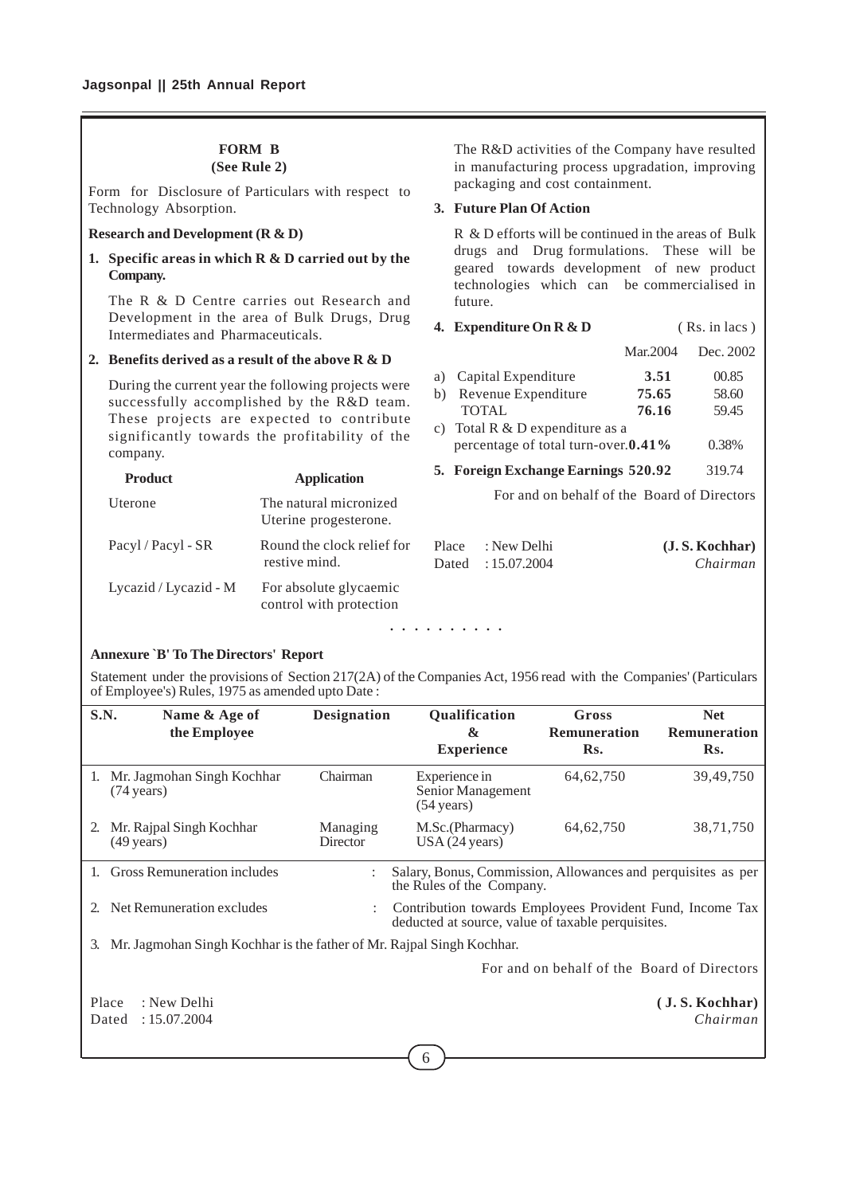## FORM B
**(See Rule 2)**

Form for Disclosure of Particulars with respect to Technology Absorption.

**Research and Development (R & D)**

**1. Specific areas in which R & D carried out by the Company.**

The R & D Centre carries out Research and Development in the area of Bulk Drugs, Drug Intermediates and Pharmaceuticals.

**2. Benefits derived as a result of the above R & D**

During the current year the following projects were successfully accomplished by the R&D team. These projects are expected to contribute significantly towards the profitability of the company.

| Product | Application |
|---|---|
| Uterone | The natural micronized Uterine progesterone. |
| Pacyl / Pacyl - SR | Round the clock relief for restive mind. |
| Lycazid / Lycazid - M | For absolute glycaemic control with protection |

The R&D activities of the Company have resulted in manufacturing process upgradation, improving packaging and cost containment.

**3. Future Plan Of Action**

R & D efforts will be continued in the areas of Bulk drugs and Drug formulations. These will be geared towards development of new product technologies which can be commercialised in future.

**4. Expenditure On R & D** (Rs. in lacs)

| | Mar.2004 | Dec. 2002 |
|---|---|---|
| a) Capital Expenditure | **3.51** | 00.85 |
| b) Revenue Expenditure | **75.65** | 58.60 |
| TOTAL | **76.16** | 59.45 |
| c) Total R & D expenditure as a percentage of total turn-over. | **0.41%** | 0.38% |

**5. Foreign Exchange Earnings 520.92** 319.74

For and on behalf of the Board of Directors

Place : New Delhi
Dated : 15.07.2004

**(J. S. Kochhar)**
*Chairman*

. . . . . . . . .

**Annexure `B' To The Directors' Report**

Statement under the provisions of Section 217(2A) of the Companies Act, 1956 read with the Companies' (Particulars of Employee's) Rules, 1975 as amended upto Date :

| S.N. | Name & Age of the Employee | Designation | Qualification & Experience | Gross Remuneration Rs. | Net Remuneration Rs. |
|---|---|---|---|---|---|
| 1. | Mr. Jagmohan Singh Kochhar (74 years) | Chairman | Experience in Senior Management (54 years) | 64,62,750 | 39,49,750 |
| 2. | Mr. Rajpal Singh Kochhar (49 years) | Managing Director | M.Sc.(Pharmacy) USA (24 years) | 64,62,750 | 38,71,750 |

1. Gross Remuneration includes : Salary, Bonus, Commission, Allowances and perquisites as per the Rules of the Company.
2. Net Remuneration excludes : Contribution towards Employees Provident Fund, Income Tax deducted at source, value of taxable perquisites.
3. Mr. Jagmohan Singh Kochhar is the father of Mr. Rajpal Singh Kochhar.

For and on behalf of the Board of Directors

Place : New Delhi
Dated : 15.07.2004

**( J. S. Kochhar)**
*Chairman*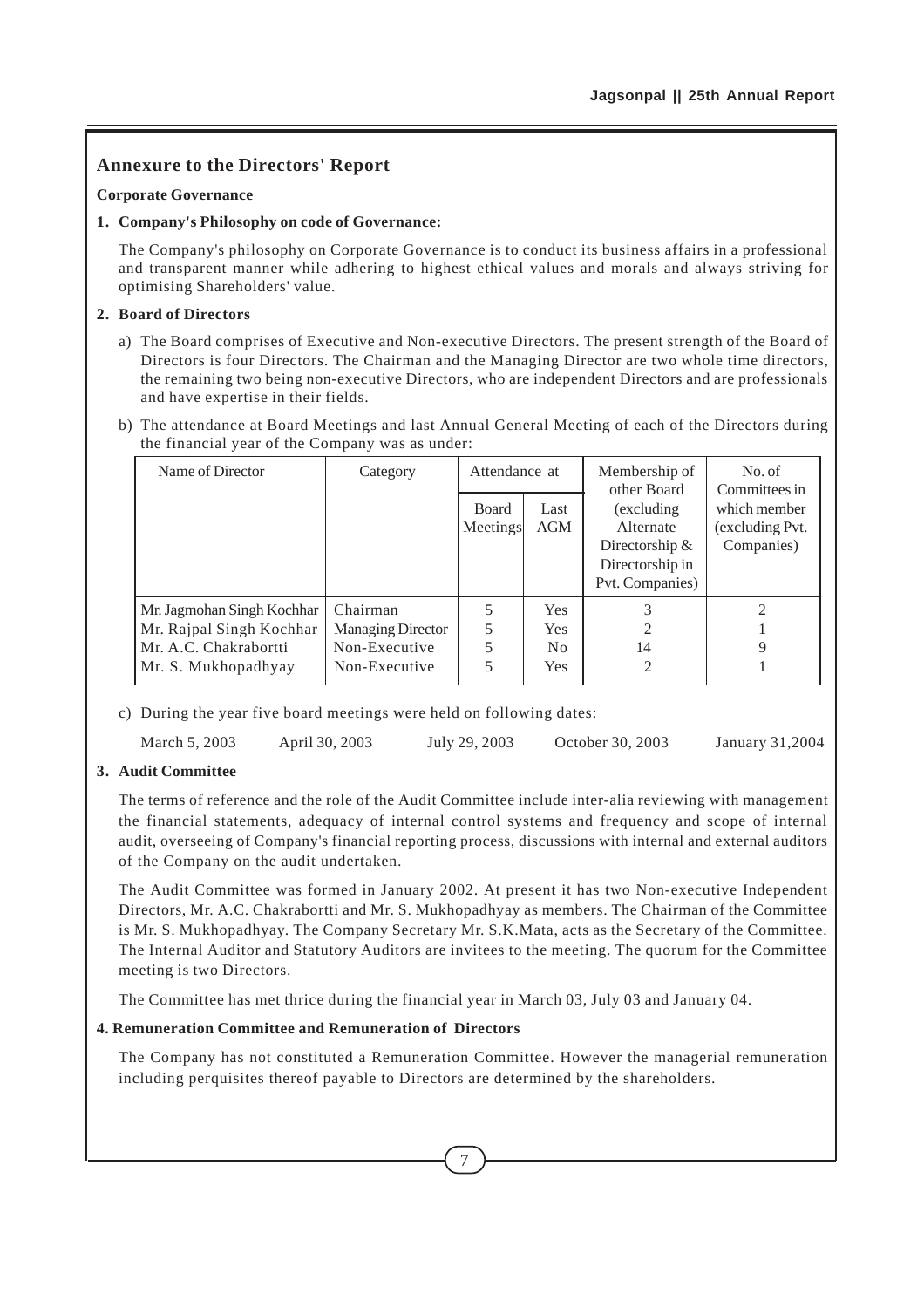## Annexure to the Directors' Report

**Corporate Governance**

**1. Company's Philosophy on code of Governance:**

The Company's philosophy on Corporate Governance is to conduct its business affairs in a professional and transparent manner while adhering to highest ethical values and morals and always striving for optimising Shareholders' value.

**2. Board of Directors**

a) The Board comprises of Executive and Non-executive Directors. The present strength of the Board of Directors is four Directors. The Chairman and the Managing Director are two whole time directors, the remaining two being non-executive Directors, who are independent Directors and are professionals and have expertise in their fields.

b) The attendance at Board Meetings and last Annual General Meeting of each of the Directors during the financial year of the Company was as under:

| Name of Director | Category | Attendance at | | Membership of other Board (excluding Alternate Directorship & Directorship in Pvt. Companies) | No. of Committees in which member (excluding Pvt. Companies) |
|---|---|---|---|---|---|
| | | Board Meetings | Last AGM | | |
| Mr. Jagmohan Singh Kochhar | Chairman | 5 | Yes | 3 | 2 |
| Mr. Rajpal Singh Kochhar | Managing Director | 5 | Yes | 2 | 1 |
| Mr. A.C. Chakrabortti | Non-Executive | 5 | No | 14 | 9 |
| Mr. S. Mukhopadhyay | Non-Executive | 5 | Yes | 2 | 1 |

c) During the year five board meetings were held on following dates:

March 5, 2003 &nbsp;&nbsp; April 30, 2003 &nbsp;&nbsp; July 29, 2003 &nbsp;&nbsp; October 30, 2003 &nbsp;&nbsp; January 31,2004

**3. Audit Committee**

The terms of reference and the role of the Audit Committee include inter-alia reviewing with management the financial statements, adequacy of internal control systems and frequency and scope of internal audit, overseeing of Company's financial reporting process, discussions with internal and external auditors of the Company on the audit undertaken.

The Audit Committee was formed in January 2002. At present it has two Non-executive Independent Directors, Mr. A.C. Chakrabortti and Mr. S. Mukhopadhyay as members. The Chairman of the Committee is Mr. S. Mukhopadhyay. The Company Secretary Mr. S.K.Mata, acts as the Secretary of the Committee. The Internal Auditor and Statutory Auditors are invitees to the meeting. The quorum for the Committee meeting is two Directors.

The Committee has met thrice during the financial year in March 03, July 03 and January 04.

**4. Remuneration Committee and Remuneration of Directors**

The Company has not constituted a Remuneration Committee. However the managerial remuneration including perquisites thereof payable to Directors are determined by the shareholders.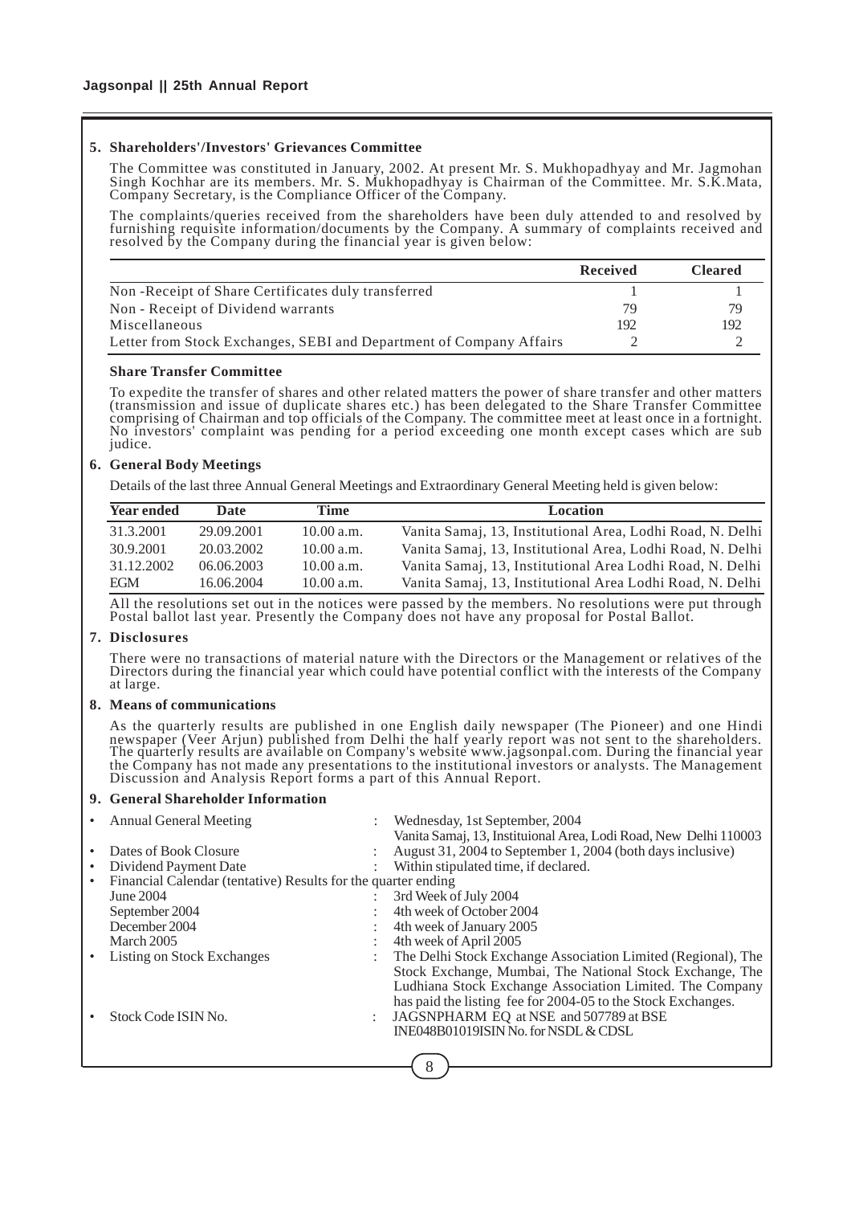## 5. Shareholders'/Investors' Grievances Committee

The Committee was constituted in January, 2002. At present Mr. S. Mukhopadhyay and Mr. Jagmohan Singh Kochhar are its members. Mr. S. Mukhopadhyay is Chairman of the Committee. Mr. S.K.Mata, Company Secretary, is the Compliance Officer of the Company.

The complaints/queries received from the shareholders have been duly attended to and resolved by furnishing requisite information/documents by the Company. A summary of complaints received and resolved by the Company during the financial year is given below:

| | Received | Cleared |
|---|---|---|
| Non -Receipt of Share Certificates duly transferred | 1 | 1 |
| Non - Receipt of Dividend warrants | 79 | 79 |
| Miscellaneous | 192 | 192 |
| Letter from Stock Exchanges, SEBI and Department of Company Affairs | 2 | 2 |

### Share Transfer Committee

To expedite the transfer of shares and other related matters the power of share transfer and other matters (transmission and issue of duplicate shares etc.) has been delegated to the Share Transfer Committee comprising of Chairman and top officials of the Company. The committee meet at least once in a fortnight. No investors' complaint was pending for a period exceeding one month except cases which are sub judice.

## 6. General Body Meetings

Details of the last three Annual General Meetings and Extraordinary General Meeting held is given below:

| Year ended | Date | Time | Location |
|---|---|---|---|
| 31.3.2001 | 29.09.2001 | 10.00 a.m. | Vanita Samaj, 13, Institutional Area, Lodhi Road, N. Delhi |
| 30.9.2001 | 20.03.2002 | 10.00 a.m. | Vanita Samaj, 13, Institutional Area, Lodhi Road, N. Delhi |
| 31.12.2002 | 06.06.2003 | 10.00 a.m. | Vanita Samaj, 13, Institutional Area Lodhi Road, N. Delhi |
| EGM | 16.06.2004 | 10.00 a.m. | Vanita Samaj, 13, Institutional Area Lodhi Road, N. Delhi |

All the resolutions set out in the notices were passed by the members. No resolutions were put through Postal ballot last year. Presently the Company does not have any proposal for Postal Ballot.

## 7. Disclosures

There were no transactions of material nature with the Directors or the Management or relatives of the Directors during the financial year which could have potential conflict with the interests of the Company at large.

## 8. Means of communications

As the quarterly results are published in one English daily newspaper (The Pioneer) and one Hindi newspaper (Veer Arjun) published from Delhi the half yearly report was not sent to the shareholders. The quarterly results are available on Company's website www.jagsonpal.com. During the financial year the Company has not made any presentations to the institutional investors or analysts. The Management Discussion and Analysis Report forms a part of this Annual Report.

## 9. General Shareholder Information

- Annual General Meeting : Wednesday, 1st September, 2004
  Vanita Samaj, 13, Instituional Area, Lodi Road, New Delhi 110003
- Dates of Book Closure : August 31, 2004 to September 1, 2004 (both days inclusive)
- Dividend Payment Date : Within stipulated time, if declared.
- Financial Calendar (tentative) Results for the quarter ending
  - June 2004 : 3rd Week of July 2004
  - September 2004 : 4th week of October 2004
  - December 2004 : 4th week of January 2005
  - March 2005 : 4th week of April 2005
- Listing on Stock Exchanges : The Delhi Stock Exchange Association Limited (Regional), The Stock Exchange, Mumbai, The National Stock Exchange, The Ludhiana Stock Exchange Association Limited. The Company has paid the listing fee for 2004-05 to the Stock Exchanges.
- Stock Code ISIN No. : JAGSNPHARM EQ at NSE and 507789 at BSE
  INE048B01019ISIN No. for NSDL & CDSL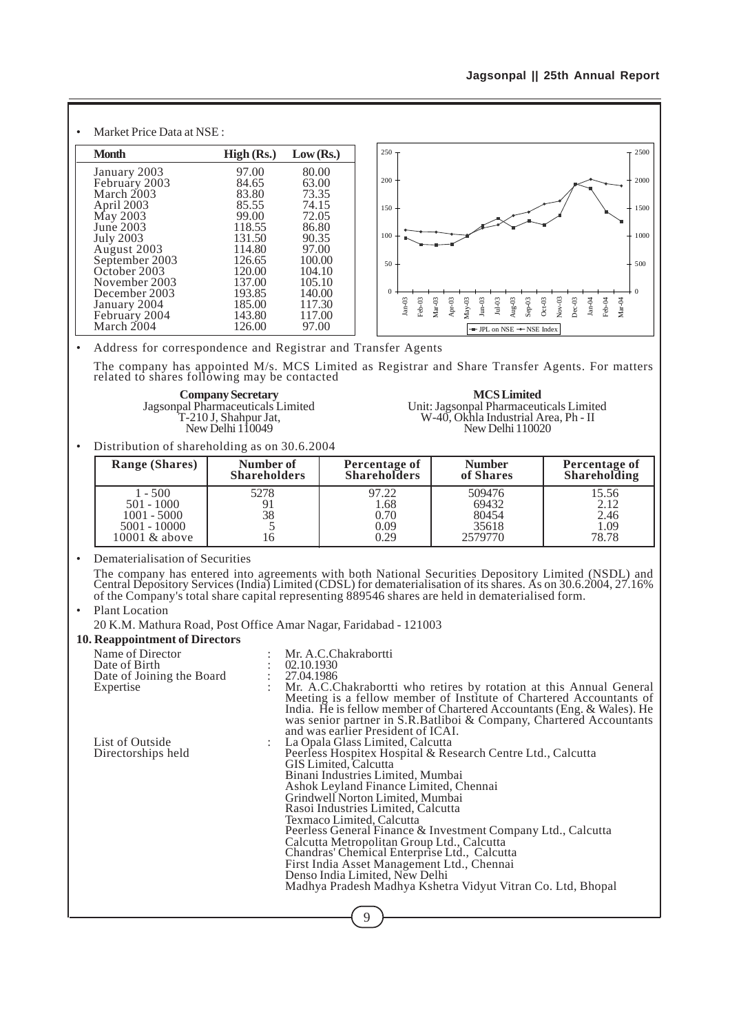- Market Price Data at NSE :

| Month | High (Rs.) | Low (Rs.) |
|---|---|---|
| January 2003 | 97.00 | 80.00 |
| February 2003 | 84.65 | 63.00 |
| March 2003 | 83.80 | 73.35 |
| April 2003 | 85.55 | 74.15 |
| May 2003 | 99.00 | 72.05 |
| June 2003 | 118.55 | 86.80 |
| July 2003 | 131.50 | 90.35 |
| August 2003 | 114.80 | 97.00 |
| September 2003 | 126.65 | 100.00 |
| October 2003 | 120.00 | 104.10 |
| November 2003 | 137.00 | 105.10 |
| December 2003 | 193.85 | 140.00 |
| January 2004 | 185.00 | 117.30 |
| February 2004 | 143.80 | 117.00 |
| March 2004 | 126.00 | 97.00 |

- Address for correspondence and Registrar and Transfer Agents

The company has appointed M/s. MCS Limited as Registrar and Share Transfer Agents. For matters related to shares following may be contacted

**Company Secretary**
Jagsonpal Pharmaceuticals Limited
T-210 J, Shahpur Jat,
New Delhi 110049

**MCS Limited**
Unit: Jagsonpal Pharmaceuticals Limited
W-40, Okhla Industrial Area, Ph - II
New Delhi 110020

- Distribution of shareholding as on 30.6.2004

| Range (Shares) | Number of Shareholders | Percentage of Shareholders | Number of Shares | Percentage of Shareholding |
|---|---|---|---|---|
| 1 - 500 | 5278 | 97.22 | 509476 | 15.56 |
| 501 - 1000 | 91 | 1.68 | 69432 | 2.12 |
| 1001 - 5000 | 38 | 0.70 | 80454 | 2.46 |
| 5001 - 10000 | 5 | 0.09 | 35618 | 1.09 |
| 10001 & above | 16 | 0.29 | 2579770 | 78.78 |

- Dematerialisation of Securities

The company has entered into agreements with both National Securities Depository Limited (NSDL) and Central Depository Services (India) Limited (CDSL) for dematerialisation of its shares. As on 30.6.2004, 27.16% of the Company's total share capital representing 889546 shares are held in dematerialised form.

- Plant Location

20 K.M. Mathura Road, Post Office Amar Nagar, Faridabad - 121003

**10. Reappointment of Directors**

| | | |
|---|---|---|
| Name of Director | : | Mr. A.C.Chakrabortti |
| Date of Birth | : | 02.10.1930 |
| Date of Joining the Board | : | 27.04.1986 |
| Expertise | : | Mr. A.C.Chakrabortti who retires by rotation at this Annual General Meeting is a fellow member of Institute of Chartered Accountants of India. He is fellow member of Chartered Accountants (Eng. & Wales). He was senior partner in S.R.Batliboi & Company, Chartered Accountants and was earlier President of ICAI. |
| List of Outside Directorships held | : | La Opala Glass Limited, Calcutta<br>Peerless Hospitex Hospital & Research Centre Ltd., Calcutta<br>GIS Limited, Calcutta<br>Binani Industries Limited, Mumbai<br>Ashok Leyland Finance Limited, Chennai<br>Grindwell Norton Limited, Mumbai<br>Rasoi Industries Limited, Calcutta<br>Texmaco Limited, Calcutta<br>Peerless General Finance & Investment Company Ltd., Calcutta<br>Calcutta Metropolitan Group Ltd., Calcutta<br>Chandras' Chemical Enterprise Ltd., Calcutta<br>First India Asset Management Ltd., Chennai<br>Denso India Limited, New Delhi<br>Madhya Pradesh Madhya Kshetra Vidyut Vitran Co. Ltd, Bhopal |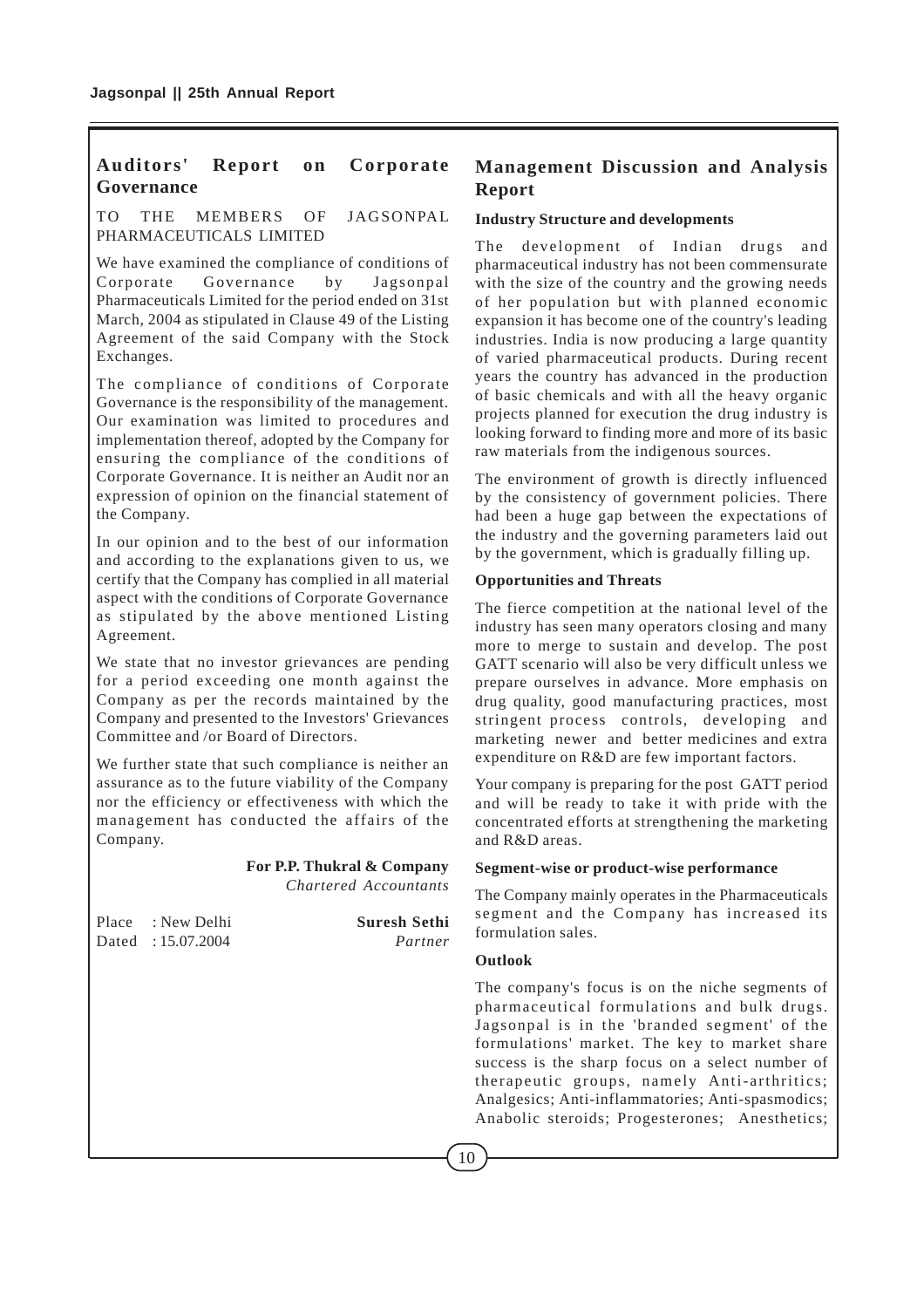## Auditors' Report on Corporate Governance

TO THE MEMBERS OF JAGSONPAL PHARMACEUTICALS LIMITED

We have examined the compliance of conditions of Corporate Governance by Jagsonpal Pharmaceuticals Limited for the period ended on 31st March, 2004 as stipulated in Clause 49 of the Listing Agreement of the said Company with the Stock Exchanges.

The compliance of conditions of Corporate Governance is the responsibility of the management. Our examination was limited to procedures and implementation thereof, adopted by the Company for ensuring the compliance of the conditions of Corporate Governance. It is neither an Audit nor an expression of opinion on the financial statement of the Company.

In our opinion and to the best of our information and according to the explanations given to us, we certify that the Company has complied in all material aspect with the conditions of Corporate Governance as stipulated by the above mentioned Listing Agreement.

We state that no investor grievances are pending for a period exceeding one month against the Company as per the records maintained by the Company and presented to the Investors' Grievances Committee and /or Board of Directors.

We further state that such compliance is neither an assurance as to the future viability of the Company nor the efficiency or effectiveness with which the management has conducted the affairs of the Company.

**For P.P. Thukral & Company**
*Chartered Accountants*

Place : New Delhi
Dated : 15.07.2004

**Suresh Sethi**
*Partner*

## Management Discussion and Analysis Report

### Industry Structure and developments

The development of Indian drugs and pharmaceutical industry has not been commensurate with the size of the country and the growing needs of her population but with planned economic expansion it has become one of the country's leading industries. India is now producing a large quantity of varied pharmaceutical products. During recent years the country has advanced in the production of basic chemicals and with all the heavy organic projects planned for execution the drug industry is looking forward to finding more and more of its basic raw materials from the indigenous sources.

The environment of growth is directly influenced by the consistency of government policies. There had been a huge gap between the expectations of the industry and the governing parameters laid out by the government, which is gradually filling up.

### Opportunities and Threats

The fierce competition at the national level of the industry has seen many operators closing and many more to merge to sustain and develop. The post GATT scenario will also be very difficult unless we prepare ourselves in advance. More emphasis on drug quality, good manufacturing practices, most stringent process controls, developing and marketing newer and better medicines and extra expenditure on R&D are few important factors.

Your company is preparing for the post GATT period and will be ready to take it with pride with the concentrated efforts at strengthening the marketing and R&D areas.

### Segment-wise or product-wise performance

The Company mainly operates in the Pharmaceuticals segment and the Company has increased its formulation sales.

### Outlook

The company's focus is on the niche segments of pharmaceutical formulations and bulk drugs. Jagsonpal is in the 'branded segment' of the formulations' market. The key to market share success is the sharp focus on a select number of therapeutic groups, namely Anti-arthritics; Analgesics; Anti-inflammatories; Anti-spasmodics; Anabolic steroids; Progesterones; Anesthetics;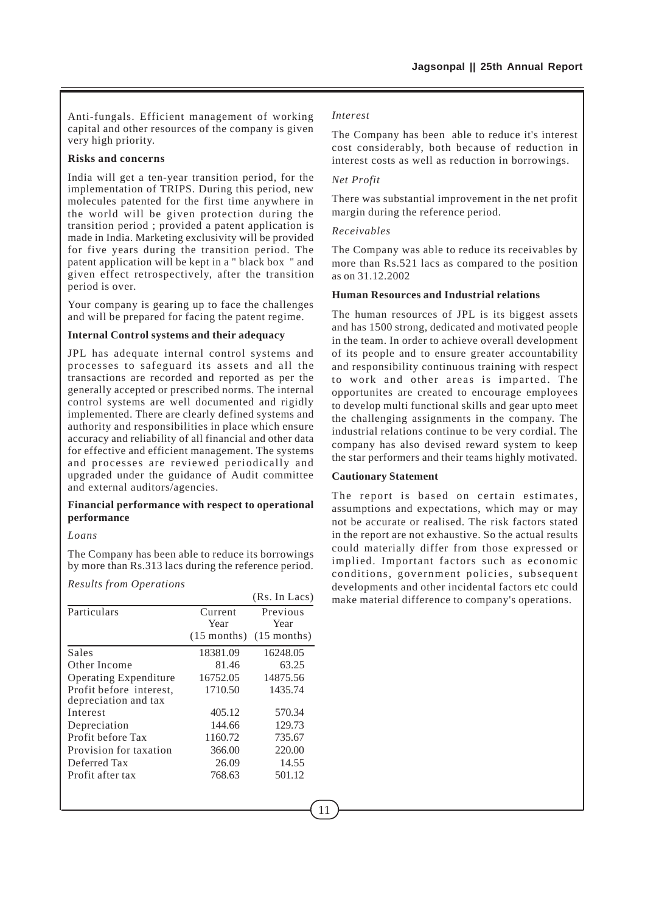Anti-fungals. Efficient management of working capital and other resources of the company is given very high priority.

**Risks and concerns**

India will get a ten-year transition period, for the implementation of TRIPS. During this period, new molecules patented for the first time anywhere in the world will be given protection during the transition period ; provided a patent application is made in India. Marketing exclusivity will be provided for five years during the transition period. The patent application will be kept in a " black box " and given effect retrospectively, after the transition period is over.

Your company is gearing up to face the challenges and will be prepared for facing the patent regime.

**Internal Control systems and their adequacy**

JPL has adequate internal control systems and processes to safeguard its assets and all the transactions are recorded and reported as per the generally accepted or prescribed norms. The internal control systems are well documented and rigidly implemented. There are clearly defined systems and authority and responsibilities in place which ensure accuracy and reliability of all financial and other data for effective and efficient management. The systems and processes are reviewed periodically and upgraded under the guidance of Audit committee and external auditors/agencies.

**Financial performance with respect to operational performance**

*Loans*

The Company has been able to reduce its borrowings by more than Rs.313 lacs during the reference period.

*Results from Operations*

(Rs. In Lacs)

| Particulars | Current Year (15 months) | Previous Year (15 months) |
|---|---|---|
| Sales | 18381.09 | 16248.05 |
| Other Income | 81.46 | 63.25 |
| Operating Expenditure | 16752.05 | 14875.56 |
| Profit before interest, depreciation and tax | 1710.50 | 1435.74 |
| Interest | 405.12 | 570.34 |
| Depreciation | 144.66 | 129.73 |
| Profit before Tax | 1160.72 | 735.67 |
| Provision for taxation | 366.00 | 220.00 |
| Deferred Tax | 26.09 | 14.55 |
| Profit after tax | 768.63 | 501.12 |

*Interest*

The Company has been able to reduce it's interest cost considerably, both because of reduction in interest costs as well as reduction in borrowings.

*Net Profit*

There was substantial improvement in the net profit margin during the reference period.

*Receivables*

The Company was able to reduce its receivables by more than Rs.521 lacs as compared to the position as on 31.12.2002

**Human Resources and Industrial relations**

The human resources of JPL is its biggest assets and has 1500 strong, dedicated and motivated people in the team. In order to achieve overall development of its people and to ensure greater accountability and responsibility continuous training with respect to work and other areas is imparted. The opportunites are created to encourage employees to develop multi functional skills and gear upto meet the challenging assignments in the company. The industrial relations continue to be very cordial. The company has also devised reward system to keep the star performers and their teams highly motivated.

**Cautionary Statement**

The report is based on certain estimates, assumptions and expectations, which may or may not be accurate or realised. The risk factors stated in the report are not exhaustive. So the actual results could materially differ from those expressed or implied. Important factors such as economic conditions, government policies, subsequent developments and other incidental factors etc could make material difference to company's operations.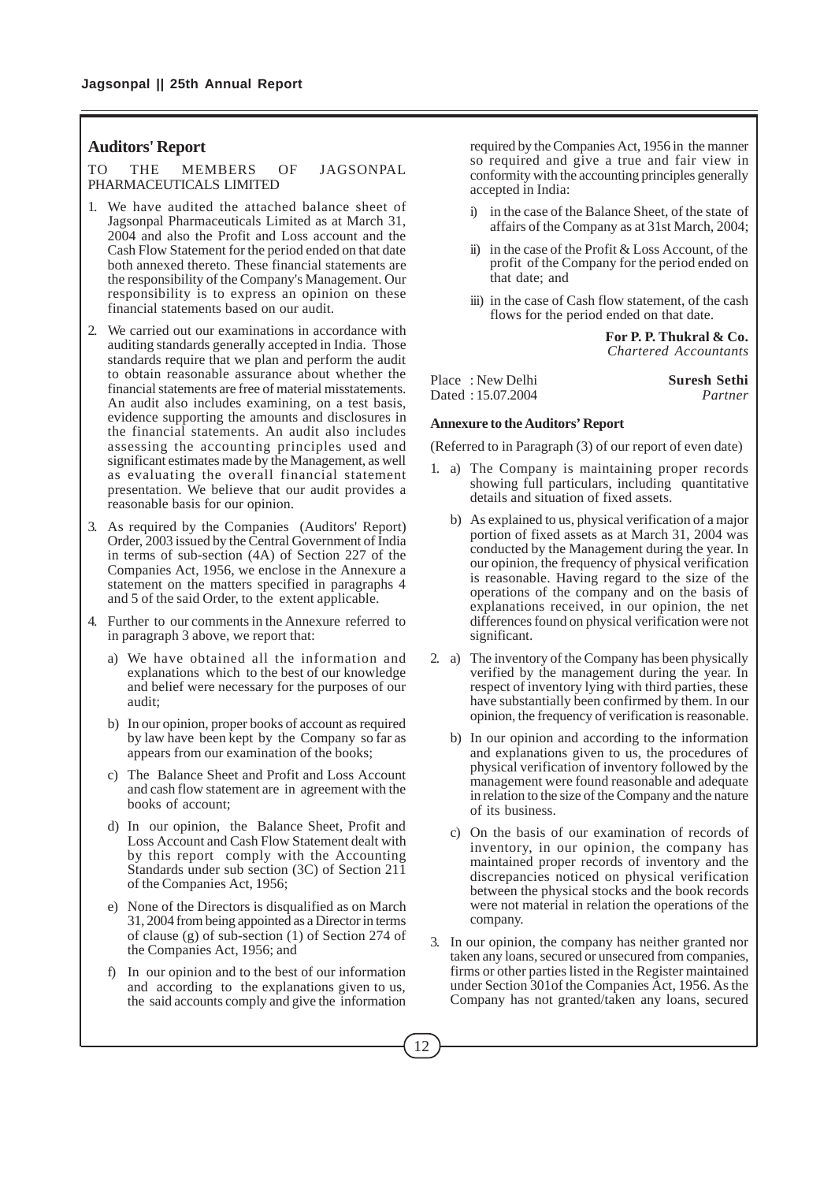## Auditors' Report

TO THE MEMBERS OF JAGSONPAL PHARMACEUTICALS LIMITED

1. We have audited the attached balance sheet of Jagsonpal Pharmaceuticals Limited as at March 31, 2004 and also the Profit and Loss account and the Cash Flow Statement for the period ended on that date both annexed thereto. These financial statements are the responsibility of the Company's Management. Our responsibility is to express an opinion on these financial statements based on our audit.

2. We carried out our examinations in accordance with auditing standards generally accepted in India. Those standards require that we plan and perform the audit to obtain reasonable assurance about whether the financial statements are free of material misstatements. An audit also includes examining, on a test basis, evidence supporting the amounts and disclosures in the financial statements. An audit also includes assessing the accounting principles used and significant estimates made by the Management, as well as evaluating the overall financial statement presentation. We believe that our audit provides a reasonable basis for our opinion.

3. As required by the Companies (Auditors' Report) Order, 2003 issued by the Central Government of India in terms of sub-section (4A) of Section 227 of the Companies Act, 1956, we enclose in the Annexure a statement on the matters specified in paragraphs 4 and 5 of the said Order, to the extent applicable.

4. Further to our comments in the Annexure referred to in paragraph 3 above, we report that:

   a) We have obtained all the information and explanations which to the best of our knowledge and belief were necessary for the purposes of our audit;

   b) In our opinion, proper books of account as required by law have been kept by the Company so far as appears from our examination of the books;

   c) The Balance Sheet and Profit and Loss Account and cash flow statement are in agreement with the books of account;

   d) In our opinion, the Balance Sheet, Profit and Loss Account and Cash Flow Statement dealt with by this report comply with the Accounting Standards under sub section (3C) of Section 211 of the Companies Act, 1956;

   e) None of the Directors is disqualified as on March 31, 2004 from being appointed as a Director in terms of clause (g) of sub-section (1) of Section 274 of the Companies Act, 1956; and

   f) In our opinion and to the best of our information and according to the explanations given to us, the said accounts comply and give the information required by the Companies Act, 1956 in the manner so required and give a true and fair view in conformity with the accounting principles generally accepted in India:

      i) in the case of the Balance Sheet, of the state of affairs of the Company as at 31st March, 2004;

      ii) in the case of the Profit & Loss Account, of the profit of the Company for the period ended on that date; and

      iii) in the case of Cash flow statement, of the cash flows for the period ended on that date.

**For P. P. Thukral & Co.**
*Chartered Accountants*

Place : New Delhi
Dated : 15.07.2004

**Suresh Sethi**
*Partner*

### Annexure to the Auditors' Report

(Referred to in Paragraph (3) of our report of even date)

1. a) The Company is maintaining proper records showing full particulars, including quantitative details and situation of fixed assets.

   b) As explained to us, physical verification of a major portion of fixed assets as at March 31, 2004 was conducted by the Management during the year. In our opinion, the frequency of physical verification is reasonable. Having regard to the size of the operations of the company and on the basis of explanations received, in our opinion, the net differences found on physical verification were not significant.

2. a) The inventory of the Company has been physically verified by the management during the year. In respect of inventory lying with third parties, these have substantially been confirmed by them. In our opinion, the frequency of verification is reasonable.

   b) In our opinion and according to the information and explanations given to us, the procedures of physical verification of inventory followed by the management were found reasonable and adequate in relation to the size of the Company and the nature of its business.

   c) On the basis of our examination of records of inventory, in our opinion, the company has maintained proper records of inventory and the discrepancies noticed on physical verification between the physical stocks and the book records were not material in relation the operations of the company.

3. In our opinion, the company has neither granted nor taken any loans, secured or unsecured from companies, firms or other parties listed in the Register maintained under Section 301of the Companies Act, 1956. As the Company has not granted/taken any loans, secured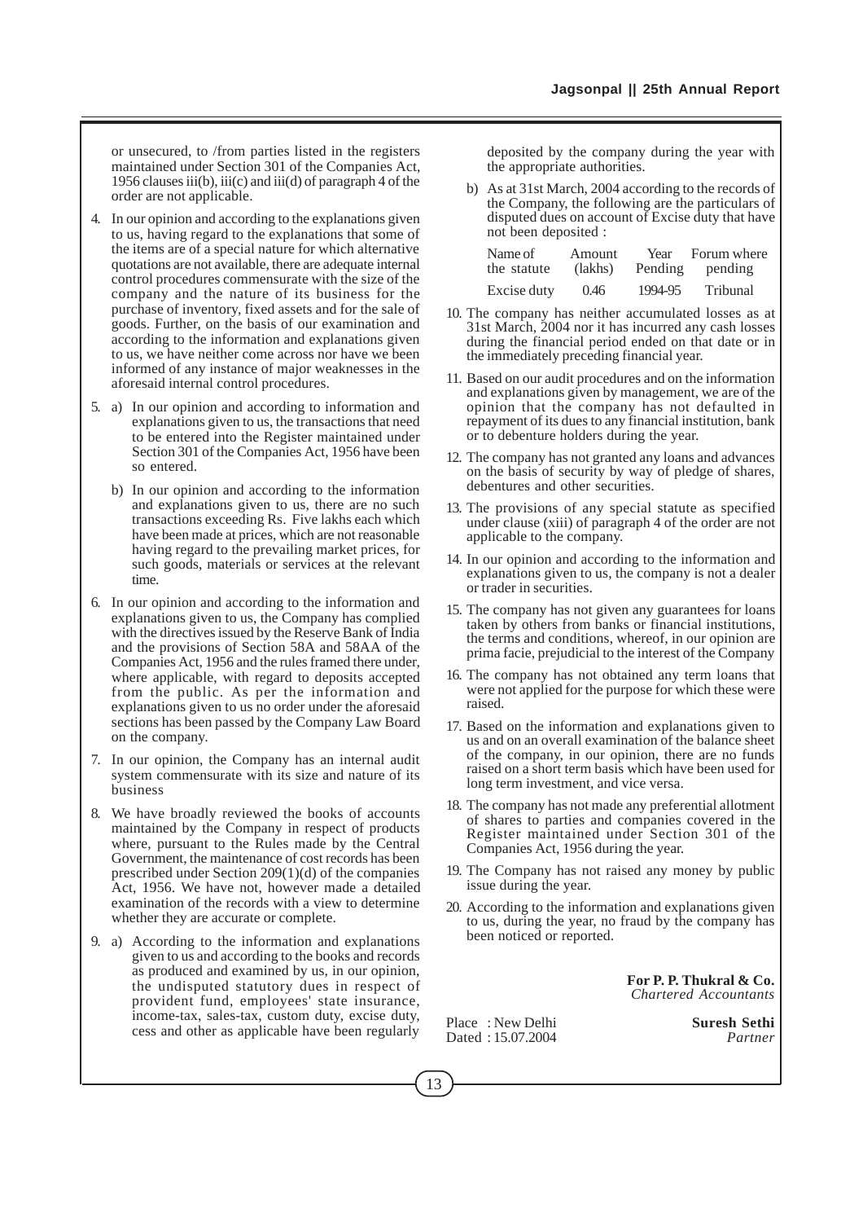or unsecured, to /from parties listed in the registers maintained under Section 301 of the Companies Act, 1956 clauses iii(b), iii(c) and iii(d) of paragraph 4 of the order are not applicable.

4. In our opinion and according to the explanations given to us, having regard to the explanations that some of the items are of a special nature for which alternative quotations are not available, there are adequate internal control procedures commensurate with the size of the company and the nature of its business for the purchase of inventory, fixed assets and for the sale of goods. Further, on the basis of our examination and according to the information and explanations given to us, we have neither come across nor have we been informed of any instance of major weaknesses in the aforesaid internal control procedures.

5. a) In our opinion and according to information and explanations given to us, the transactions that need to be entered into the Register maintained under Section 301 of the Companies Act, 1956 have been so entered.

   b) In our opinion and according to the information and explanations given to us, there are no such transactions exceeding Rs. Five lakhs each which have been made at prices, which are not reasonable having regard to the prevailing market prices, for such goods, materials or services at the relevant time.

6. In our opinion and according to the information and explanations given to us, the Company has complied with the directives issued by the Reserve Bank of India and the provisions of Section 58A and 58AA of the Companies Act, 1956 and the rules framed there under, where applicable, with regard to deposits accepted from the public. As per the information and explanations given to us no order under the aforesaid sections has been passed by the Company Law Board on the company.

7. In our opinion, the Company has an internal audit system commensurate with its size and nature of its business

8. We have broadly reviewed the books of accounts maintained by the Company in respect of products where, pursuant to the Rules made by the Central Government, the maintenance of cost records has been prescribed under Section 209(1)(d) of the companies Act, 1956. We have not, however made a detailed examination of the records with a view to determine whether they are accurate or complete.

9. a) According to the information and explanations given to us and according to the books and records as produced and examined by us, in our opinion, the undisputed statutory dues in respect of provident fund, employees' state insurance, income-tax, sales-tax, custom duty, excise duty, cess and other as applicable have been regularly deposited by the company during the year with the appropriate authorities.

   b) As at 31st March, 2004 according to the records of the Company, the following are the particulars of disputed dues on account of Excise duty that have not been deposited :

| Name of the statute | Amount (lakhs) | Year Pending | Forum where pending |
|---|---|---|---|
| Excise duty | 0.46 | 1994-95 | Tribunal |

10. The company has neither accumulated losses as at 31st March, 2004 nor it has incurred any cash losses during the financial period ended on that date or in the immediately preceding financial year.

11. Based on our audit procedures and on the information and explanations given by management, we are of the opinion that the company has not defaulted in repayment of its dues to any financial institution, bank or to debenture holders during the year.

12. The company has not granted any loans and advances on the basis of security by way of pledge of shares, debentures and other securities.

13. The provisions of any special statute as specified under clause (xiii) of paragraph 4 of the order are not applicable to the company.

14. In our opinion and according to the information and explanations given to us, the company is not a dealer or trader in securities.

15. The company has not given any guarantees for loans taken by others from banks or financial institutions, the terms and conditions, whereof, in our opinion are prima facie, prejudicial to the interest of the Company

16. The company has not obtained any term loans that were not applied for the purpose for which these were raised.

17. Based on the information and explanations given to us and on an overall examination of the balance sheet of the company, in our opinion, there are no funds raised on a short term basis which have been used for long term investment, and vice versa.

18. The company has not made any preferential allotment of shares to parties and companies covered in the Register maintained under Section 301 of the Companies Act, 1956 during the year.

19. The Company has not raised any money by public issue during the year.

20. According to the information and explanations given to us, during the year, no fraud by the company has been noticed or reported.

**For P. P. Thukral & Co.**
*Chartered Accountants*

Place : New Delhi
Dated : 15.07.2004

**Suresh Sethi**
*Partner*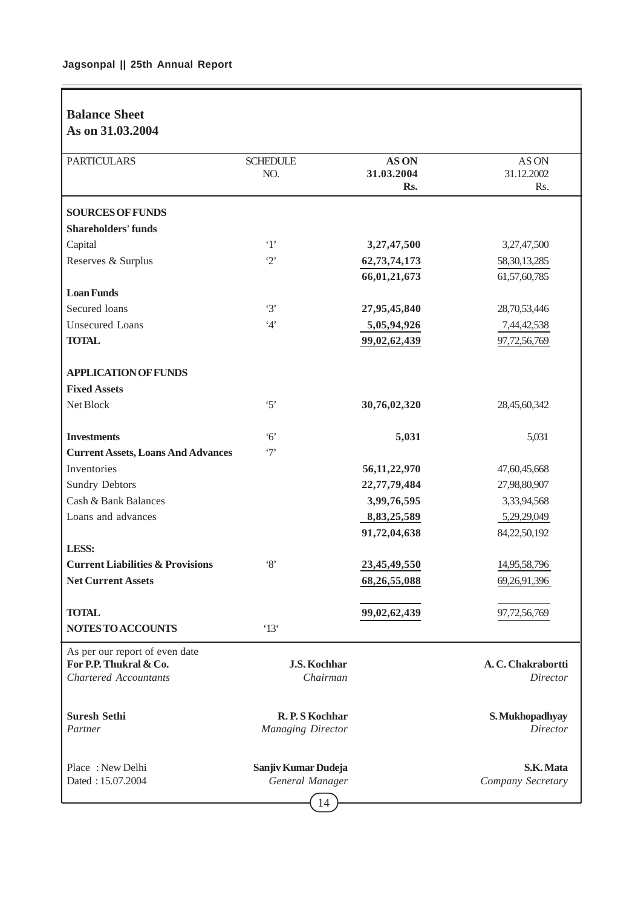## Balance Sheet
## As on 31.03.2004

| PARTICULARS | SCHEDULE NO. | AS ON 31.03.2004 Rs. | AS ON 31.12.2002 Rs. |
|---|---|---|---|
| **SOURCES OF FUNDS** | | | |
| **Shareholders' funds** | | | |
| Capital | '1' | **3,27,47,500** | 3,27,47,500 |
| Reserves & Surplus | '2' | **62,73,74,173** | 58,30,13,285 |
| | | **66,01,21,673** | 61,57,60,785 |
| **Loan Funds** | | | |
| Secured loans | '3' | **27,95,45,840** | 28,70,53,446 |
| Unsecured Loans | '4' | **5,05,94,926** | 7,44,42,538 |
| **TOTAL** | | **99,02,62,439** | 97,72,56,769 |
| **APPLICATION OF FUNDS** | | | |
| **Fixed Assets** | | | |
| Net Block | '5' | **30,76,02,320** | 28,45,60,342 |
| **Investments** | '6' | **5,031** | 5,031 |
| **Current Assets, Loans And Advances** | '7' | | |
| Inventories | | **56,11,22,970** | 47,60,45,668 |
| Sundry Debtors | | **22,77,79,484** | 27,98,80,907 |
| Cash & Bank Balances | | **3,99,76,595** | 3,33,94,568 |
| Loans and advances | | **8,83,25,589** | 5,29,29,049 |
| | | **91,72,04,638** | 84,22,50,192 |
| **LESS:** | | | |
| **Current Liabilities & Provisions** | '8' | **23,45,49,550** | 14,95,58,796 |
| **Net Current Assets** | | **68,26,55,088** | 69,26,91,396 |
| **TOTAL** | | **99,02,62,439** | 97,72,56,769 |
| **NOTES TO ACCOUNTS** | '13' | | |

As per our report of even date
**For P.P. Thukral & Co.**
*Chartered Accountants*

**Suresh Sethi**
*Partner*

Place : New Delhi
Dated : 15.07.2004

**J.S. Kochhar**
*Chairman*

**R. P. S Kochhar**
*Managing Director*

**Sanjiv Kumar Dudeja**
*General Manager*

**A. C. Chakrabortti**
*Director*

**S. Mukhopadhyay**
*Director*

**S.K. Mata**
*Company Secretary*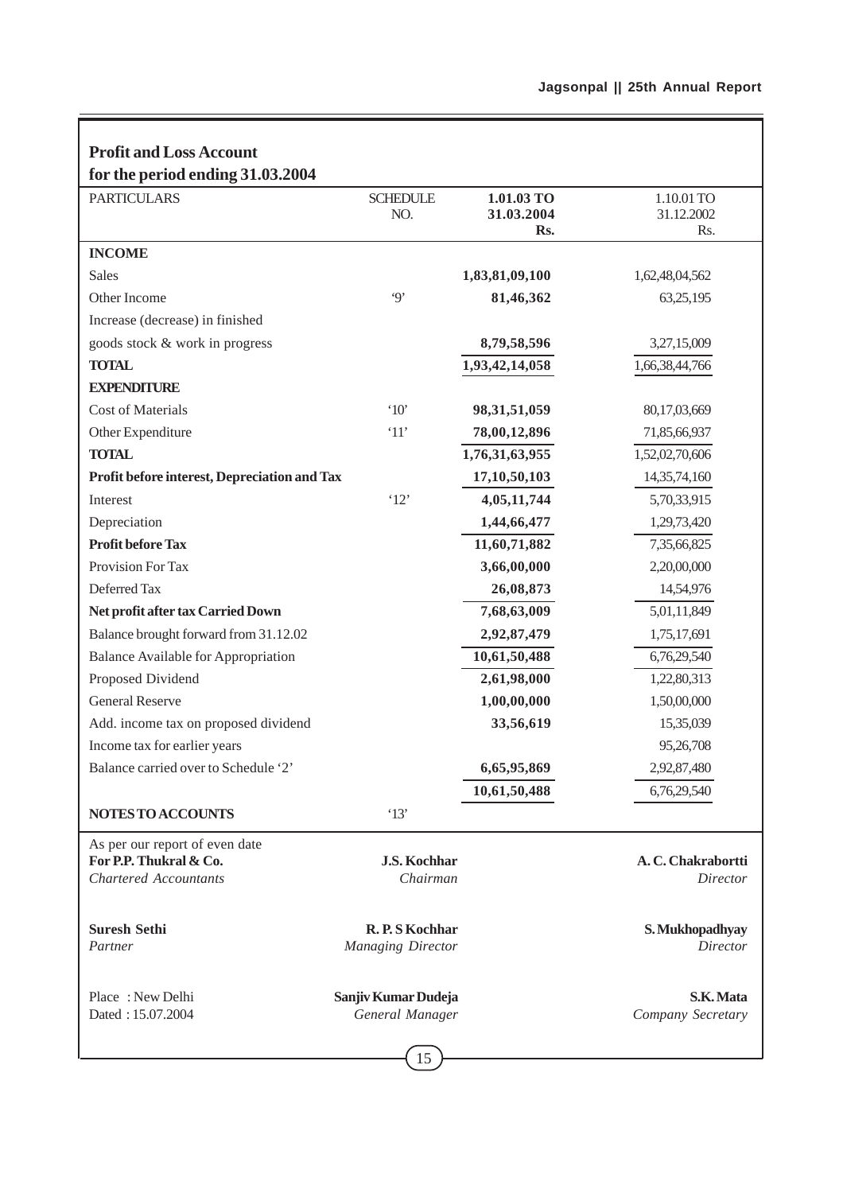## Profit and Loss Account
## for the period ending 31.03.2004

| PARTICULARS | SCHEDULE NO. | 1.01.03 TO 31.03.2004 Rs. | 1.10.01 TO 31.12.2002 Rs. |
|---|---|---|---|
| **INCOME** | | | |
| Sales | | **1,83,81,09,100** | 1,62,48,04,562 |
| Other Income | '9' | **81,46,362** | 63,25,195 |
| Increase (decrease) in finished goods stock & work in progress | | **8,79,58,596** | 3,27,15,009 |
| **TOTAL** | | **1,93,42,14,058** | 1,66,38,44,766 |
| **EXPENDITURE** | | | |
| Cost of Materials | '10' | **98,31,51,059** | 80,17,03,669 |
| Other Expenditure | '11' | **78,00,12,896** | 71,85,66,937 |
| **TOTAL** | | **1,76,31,63,955** | 1,52,02,70,606 |
| **Profit before interest, Depreciation and Tax** | | **17,10,50,103** | 14,35,74,160 |
| Interest | '12' | **4,05,11,744** | 5,70,33,915 |
| Depreciation | | **1,44,66,477** | 1,29,73,420 |
| **Profit before Tax** | | **11,60,71,882** | 7,35,66,825 |
| Provision For Tax | | **3,66,00,000** | 2,20,00,000 |
| Deferred Tax | | **26,08,873** | 14,54,976 |
| **Net profit after tax Carried Down** | | **7,68,63,009** | 5,01,11,849 |
| Balance brought forward from 31.12.02 | | **2,92,87,479** | 1,75,17,691 |
| Balance Available for Appropriation | | **10,61,50,488** | 6,76,29,540 |
| Proposed Dividend | | **2,61,98,000** | 1,22,80,313 |
| General Reserve | | **1,00,00,000** | 1,50,00,000 |
| Add. income tax on proposed dividend | | **33,56,619** | 15,35,039 |
| Income tax for earlier years | | | 95,26,708 |
| Balance carried over to Schedule '2' | | **6,65,95,869** | 2,92,87,480 |
| | | **10,61,50,488** | 6,76,29,540 |
| **NOTES TO ACCOUNTS** | '13' | | |

As per our report of even date

| | | |
|---|---|---|
| **For P.P. Thukral & Co.** *Chartered Accountants* | **J.S. Kochhar** *Chairman* | **A. C. Chakrabortti** *Director* |
| **Suresh Sethi** *Partner* | **R. P. S Kochhar** *Managing Director* | **S. Mukhopadhyay** *Director* |
| Place : New Delhi Dated : 15.07.2004 | **Sanjiv Kumar Dudeja** *General Manager* | **S.K. Mata** *Company Secretary* |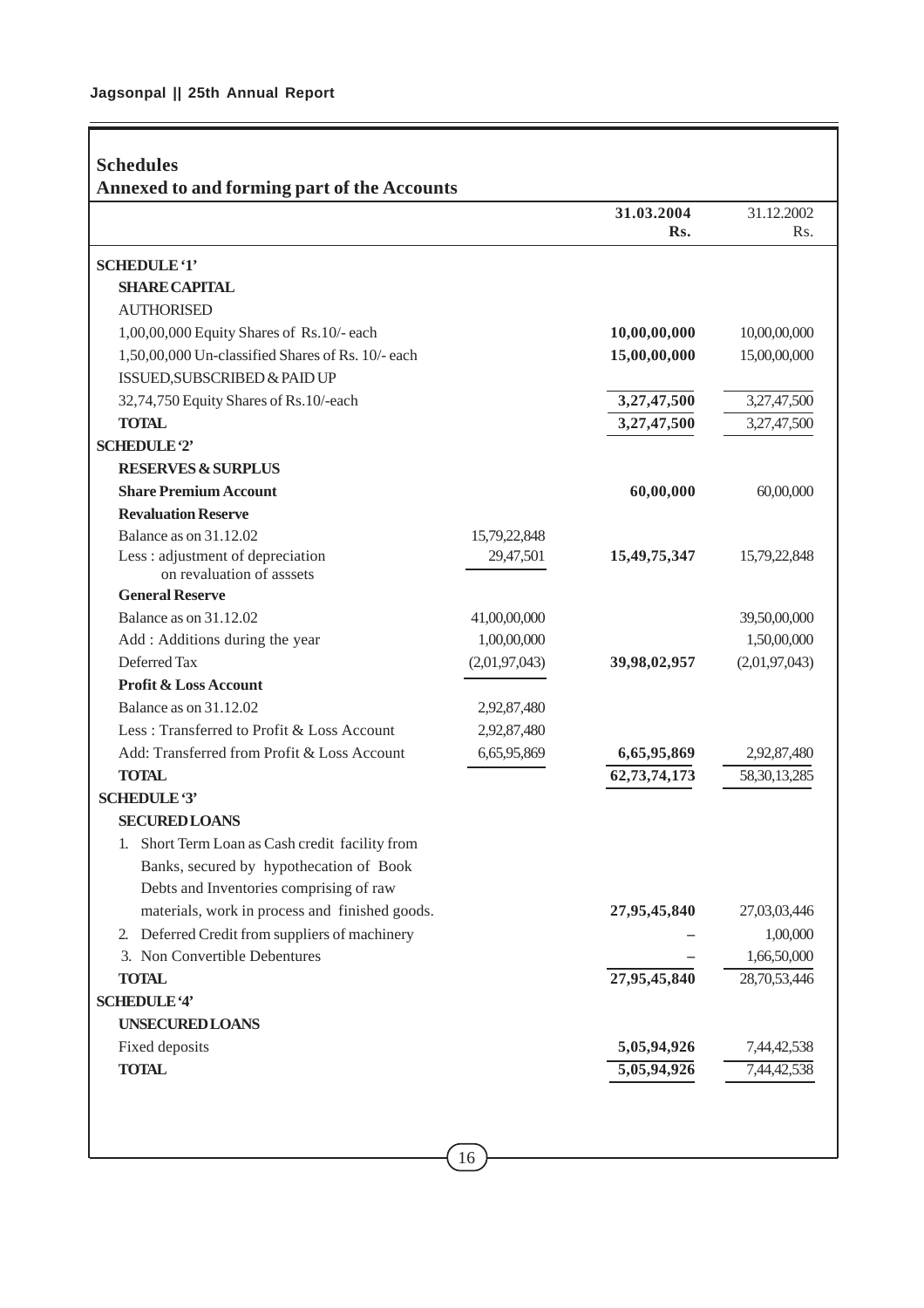## Schedules

### Annexed to and forming part of the Accounts

| | | 31.03.2004 Rs. | 31.12.2002 Rs. |
|---|---|---|---|
| **SCHEDULE '1'** | | | |
| **SHARE CAPITAL** | | | |
| AUTHORISED | | | |
| 1,00,00,000 Equity Shares of Rs.10/- each | | **10,00,00,000** | 10,00,00,000 |
| 1,50,00,000 Un-classified Shares of Rs. 10/- each | | **15,00,00,000** | 15,00,00,000 |
| ISSUED,SUBSCRIBED & PAID UP | | | |
| 32,74,750 Equity Shares of Rs.10/-each | | **3,27,47,500** | 3,27,47,500 |
| **TOTAL** | | **3,27,47,500** | 3,27,47,500 |
| **SCHEDULE '2'** | | | |
| **RESERVES & SURPLUS** | | | |
| **Share Premium Account** | | **60,00,000** | 60,00,000 |
| **Revaluation Reserve** | | | |
| Balance as on 31.12.02 | 15,79,22,848 | | |
| Less : adjustment of depreciation on revaluation of asssets | 29,47,501 | **15,49,75,347** | 15,79,22,848 |
| **General Reserve** | | | |
| Balance as on 31.12.02 | 41,00,00,000 | | 39,50,00,000 |
| Add : Additions during the year | 1,00,00,000 | | 1,50,00,000 |
| Deferred Tax | (2,01,97,043) | **39,98,02,957** | (2,01,97,043) |
| **Profit & Loss Account** | | | |
| Balance as on 31.12.02 | 2,92,87,480 | | |
| Less : Transferred to Profit & Loss Account | 2,92,87,480 | | |
| Add: Transferred from Profit & Loss Account | 6,65,95,869 | **6,65,95,869** | 2,92,87,480 |
| **TOTAL** | | **62,73,74,173** | 58,30,13,285 |
| **SCHEDULE '3'** | | | |
| **SECURED LOANS** | | | |
| 1. Short Term Loan as Cash credit facility from Banks, secured by hypothecation of Book Debts and Inventories comprising of raw materials, work in process and finished goods. | | **27,95,45,840** | 27,03,03,446 |
| 2. Deferred Credit from suppliers of machinery | | – | 1,00,000 |
| 3. Non Convertible Debentures | | – | 1,66,50,000 |
| **TOTAL** | | **27,95,45,840** | 28,70,53,446 |
| **SCHEDULE '4'** | | | |
| **UNSECURED LOANS** | | | |
| Fixed deposits | | **5,05,94,926** | 7,44,42,538 |
| **TOTAL** | | **5,05,94,926** | 7,44,42,538 |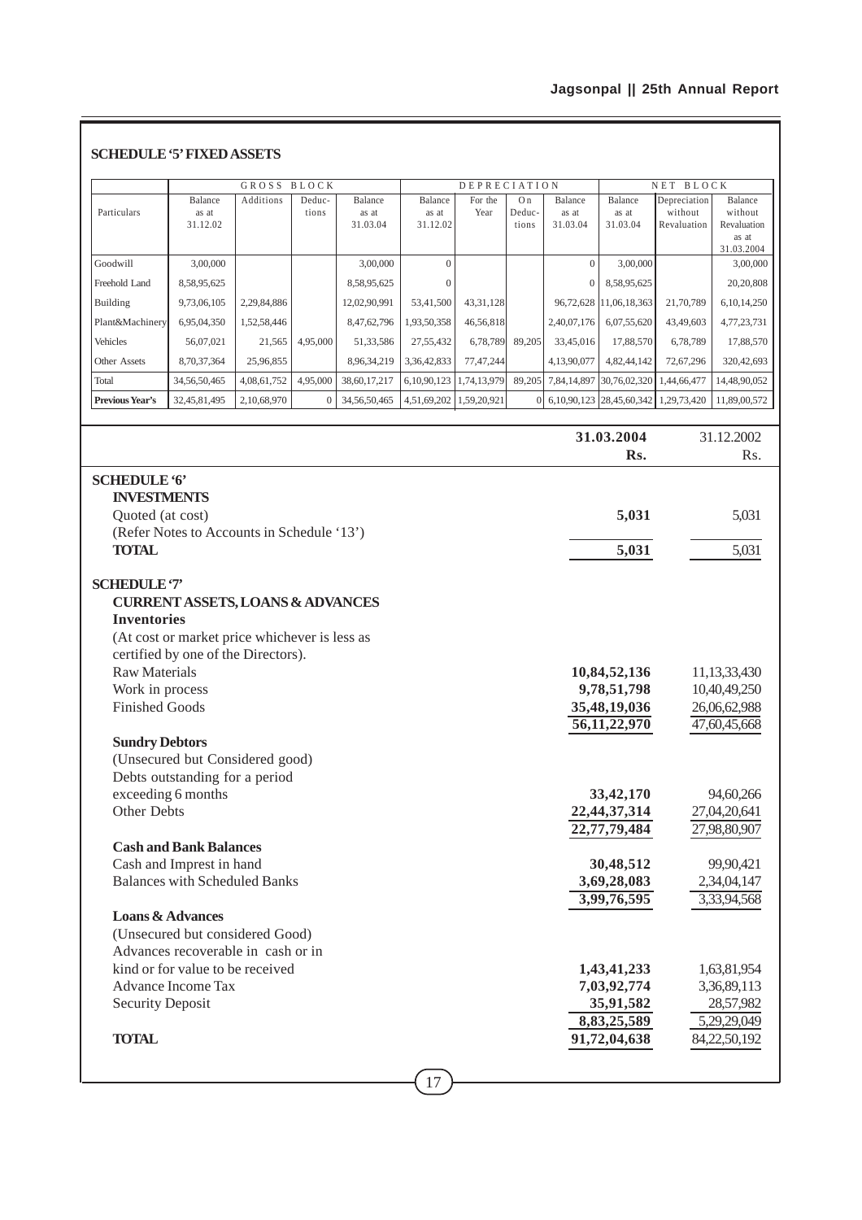## SCHEDULE '5' FIXED ASSETS

| Particulars | GROSS BLOCK | | | | DEPRECIATION | | | | NET BLOCK | | |
|---|---|---|---|---|---|---|---|---|---|---|---|
| | Balance as at 31.12.02 | Additions | Deductions | Balance as at 31.03.04 | Balance as at 31.12.02 | For the Year | On Deductions | Balance as at 31.03.04 | Balance as at 31.03.04 | Depreciation without Revaluation | Balance without Revaluation as at 31.03.2004 |
| Goodwill | 3,00,000 | | | 3,00,000 | 0 | | | 0 | 3,00,000 | | 3,00,000 |
| Freehold Land | 8,58,95,625 | | | 8,58,95,625 | 0 | | | 0 | 8,58,95,625 | | 20,20,808 |
| Building | 9,73,06,105 | 2,29,84,886 | | 12,02,90,991 | 53,41,500 | 43,31,128 | | 96,72,628 | 11,06,18,363 | 21,70,789 | 6,10,14,250 |
| Plant&Machinery | 6,95,04,350 | 1,52,58,446 | | 8,47,62,796 | 1,93,50,358 | 46,56,818 | | 2,40,07,176 | 6,07,55,620 | 43,49,603 | 4,77,23,731 |
| Vehicles | 56,07,021 | 21,565 | 4,95,000 | 51,33,586 | 27,55,432 | 6,78,789 | 89,205 | 33,45,016 | 17,88,570 | 6,78,789 | 17,88,570 |
| Other Assets | 8,70,37,364 | 25,96,855 | | 8,96,34,219 | 3,36,42,833 | 77,47,244 | | 4,13,90,077 | 4,82,44,142 | 72,67,296 | 320,42,693 |
| Total | 34,56,50,465 | 4,08,61,752 | 4,95,000 | 38,60,17,217 | 6,10,90,123 | 1,74,13,979 | 89,205 | 7,84,14,897 | 30,76,02,320 | 1,44,66,477 | 14,48,90,052 |
| **Previous Year's** | 32,45,81,495 | 2,10,68,970 | 0 | 34,56,50,465 | 4,51,69,202 | 1,59,20,921 | 0 | 6,10,90,123 | 28,45,60,342 | 1,29,73,420 | 11,89,00,572 |

| | 31.03.2004 Rs. | 31.12.2002 Rs. |
|---|---|---|
| **SCHEDULE '6'** | | |
| **INVESTMENTS** | | |
| Quoted (at cost) | **5,031** | 5,031 |
| (Refer Notes to Accounts in Schedule '13') | | |
| **TOTAL** | **5,031** | 5,031 |
| **SCHEDULE '7'** | | |
| **CURRENT ASSETS, LOANS & ADVANCES** | | |
| **Inventories** | | |
| (At cost or market price whichever is less as certified by one of the Directors). | | |
| Raw Materials | **10,84,52,136** | 11,13,33,430 |
| Work in process | **9,78,51,798** | 10,40,49,250 |
| Finished Goods | **35,48,19,036** | 26,06,62,988 |
| | **56,11,22,970** | 47,60,45,668 |
| **Sundry Debtors** | | |
| (Unsecured but Considered good) | | |
| Debts outstanding for a period exceeding 6 months | **33,42,170** | 94,60,266 |
| Other Debts | **22,44,37,314** | 27,04,20,641 |
| | **22,77,79,484** | 27,98,80,907 |
| **Cash and Bank Balances** | | |
| Cash and Imprest in hand | **30,48,512** | 99,90,421 |
| Balances with Scheduled Banks | **3,69,28,083** | 2,34,04,147 |
| | **3,99,76,595** | 3,33,94,568 |
| **Loans & Advances** | | |
| (Unsecured but considered Good) | | |
| Advances recoverable in cash or in kind or for value to be received | **1,43,41,233** | 1,63,81,954 |
| Advance Income Tax | **7,03,92,774** | 3,36,89,113 |
| Security Deposit | **35,91,582** | 28,57,982 |
| | **8,83,25,589** | 5,29,29,049 |
| **TOTAL** | **91,72,04,638** | 84,22,50,192 |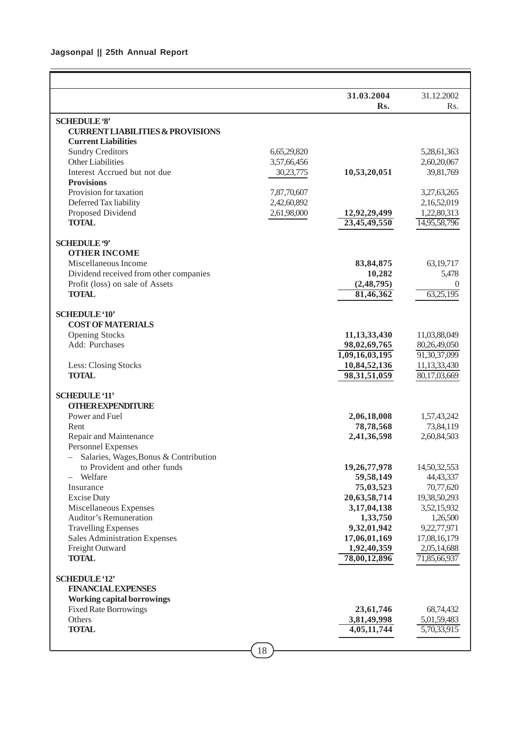| | | 31.03.2004 Rs. | 31.12.2002 Rs. |
|---|---|---|---|
| **SCHEDULE '8'** | | | |
| **CURRENT LIABILITIES & PROVISIONS** | | | |
| **Current Liabilities** | | | |
| Sundry Creditors | 6,65,29,820 | | 5,28,61,363 |
| Other Liabilities | 3,57,66,456 | | 2,60,20,067 |
| Interest Accrued but not due | 30,23,775 | **10,53,20,051** | 39,81,769 |
| **Provisions** | | | |
| Provision for taxation | 7,87,70,607 | | 3,27,63,265 |
| Deferred Tax liability | 2,42,60,892 | | 2,16,52,019 |
| Proposed Dividend | 2,61,98,000 | **12,92,29,499** | 1,22,80,313 |
| **TOTAL** | | **23,45,49,550** | 14,95,58,796 |
| **SCHEDULE '9'** | | | |
| **OTHER INCOME** | | | |
| Miscellaneous Income | | **83,84,875** | 63,19,717 |
| Dividend received from other companies | | **10,282** | 5,478 |
| Profit (loss) on sale of Assets | | **(2,48,795)** | 0 |
| **TOTAL** | | **81,46,362** | 63,25,195 |
| **SCHEDULE '10'** | | | |
| **COST OF MATERIALS** | | | |
| Opening Stocks | | **11,13,33,430** | 11,03,88,049 |
| Add: Purchases | | **98,02,69,765** | 80,26,49,050 |
| | | **1,09,16,03,195** | 91,30,37,099 |
| Less: Closing Stocks | | **10,84,52,136** | 11,13,33,430 |
| **TOTAL** | | **98,31,51,059** | 80,17,03,669 |
| **SCHEDULE '11'** | | | |
| **OTHER EXPENDITURE** | | | |
| Power and Fuel | | **2,06,18,008** | 1,57,43,242 |
| Rent | | **78,78,568** | 73,84,119 |
| Repair and Maintenance | | **2,41,36,598** | 2,60,84,503 |
| Personnel Expenses | | | |
| – Salaries, Wages, Bonus & Contribution to Provident and other funds | | **19,26,77,978** | 14,50,32,553 |
| – Welfare | | **59,58,149** | 44,43,337 |
| Insurance | | **75,03,523** | 70,77,620 |
| Excise Duty | | **20,63,58,714** | 19,38,50,293 |
| Miscellaneous Expenses | | **3,17,04,138** | 3,52,15,932 |
| Auditor's Remuneration | | **1,33,750** | 1,26,500 |
| Travelling Expenses | | **9,32,01,942** | 9,22,77,971 |
| Sales Administration Expenses | | **17,06,01,169** | 17,08,16,179 |
| Freight Outward | | **1,92,40,359** | 2,05,14,688 |
| **TOTAL** | | **78,00,12,896** | 71,85,66,937 |
| **SCHEDULE '12'** | | | |
| **FINANCIAL EXPENSES** | | | |
| **Working capital borrowings** | | | |
| Fixed Rate Borrowings | | **23,61,746** | 68,74,432 |
| Others | | **3,81,49,998** | 5,01,59,483 |
| **TOTAL** | | **4,05,11,744** | 5,70,33,915 |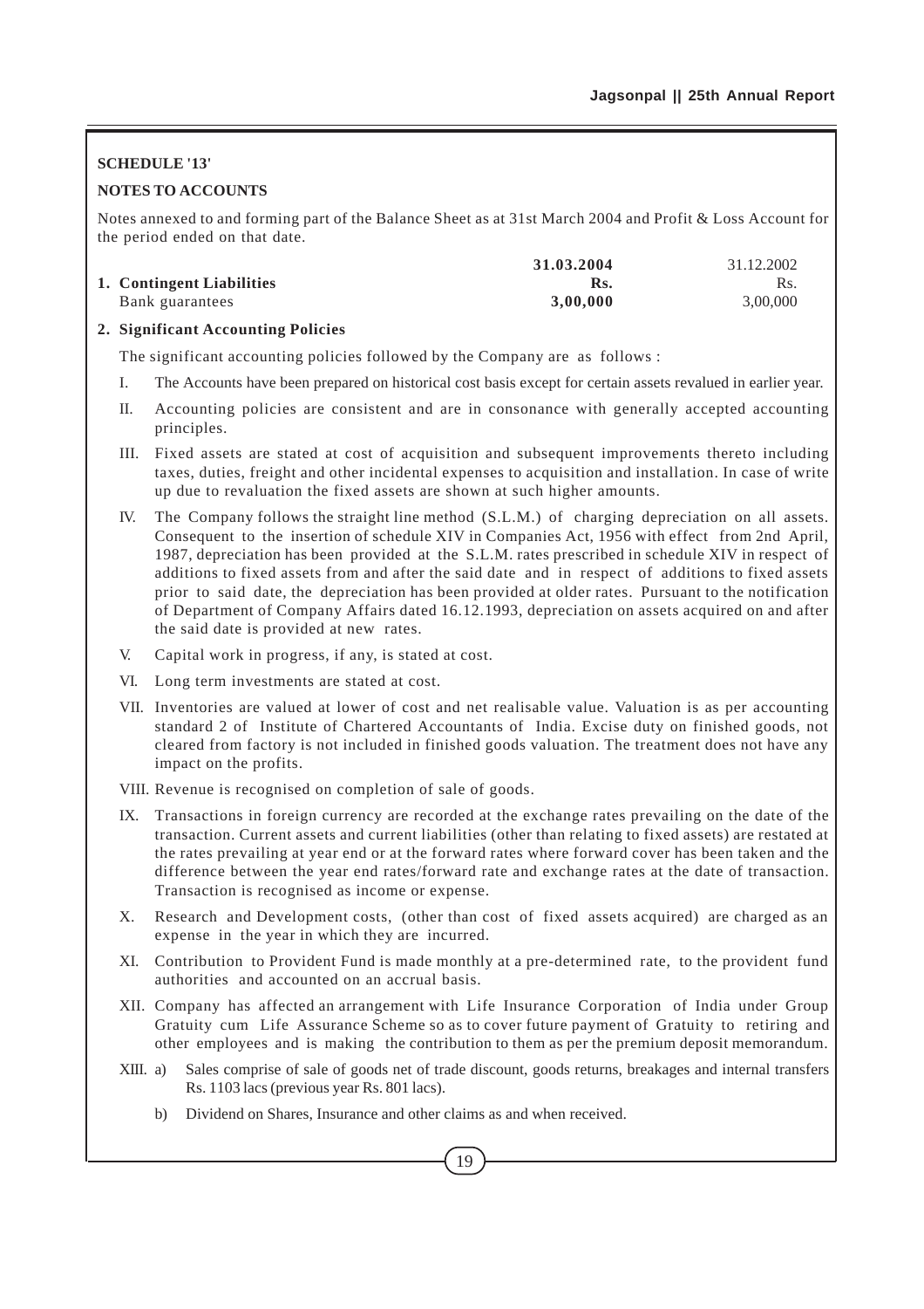**SCHEDULE '13'**

**NOTES TO ACCOUNTS**

Notes annexed to and forming part of the Balance Sheet as at 31st March 2004 and Profit & Loss Account for the period ended on that date.

| | **31.03.2004** | 31.12.2002 |
|---|---|---|
| **1. Contingent Liabilities** | **Rs.** | Rs. |
| Bank guarantees | **3,00,000** | 3,00,000 |

**2. Significant Accounting Policies**

The significant accounting policies followed by the Company are as follows :

I. The Accounts have been prepared on historical cost basis except for certain assets revalued in earlier year.

II. Accounting policies are consistent and are in consonance with generally accepted accounting principles.

III. Fixed assets are stated at cost of acquisition and subsequent improvements thereto including taxes, duties, freight and other incidental expenses to acquisition and installation. In case of write up due to revaluation the fixed assets are shown at such higher amounts.

IV. The Company follows the straight line method (S.L.M.) of charging depreciation on all assets. Consequent to the insertion of schedule XIV in Companies Act, 1956 with effect from 2nd April, 1987, depreciation has been provided at the S.L.M. rates prescribed in schedule XIV in respect of additions to fixed assets from and after the said date and in respect of additions to fixed assets prior to said date, the depreciation has been provided at older rates. Pursuant to the notification of Department of Company Affairs dated 16.12.1993, depreciation on assets acquired on and after the said date is provided at new rates.

V. Capital work in progress, if any, is stated at cost.

VI. Long term investments are stated at cost.

VII. Inventories are valued at lower of cost and net realisable value. Valuation is as per accounting standard 2 of Institute of Chartered Accountants of India. Excise duty on finished goods, not cleared from factory is not included in finished goods valuation. The treatment does not have any impact on the profits.

VIII. Revenue is recognised on completion of sale of goods.

IX. Transactions in foreign currency are recorded at the exchange rates prevailing on the date of the transaction. Current assets and current liabilities (other than relating to fixed assets) are restated at the rates prevailing at year end or at the forward rates where forward cover has been taken and the difference between the year end rates/forward rate and exchange rates at the date of transaction. Transaction is recognised as income or expense.

X. Research and Development costs, (other than cost of fixed assets acquired) are charged as an expense in the year in which they are incurred.

XI. Contribution to Provident Fund is made monthly at a pre-determined rate, to the provident fund authorities and accounted on an accrual basis.

XII. Company has affected an arrangement with Life Insurance Corporation of India under Group Gratuity cum Life Assurance Scheme so as to cover future payment of Gratuity to retiring and other employees and is making the contribution to them as per the premium deposit memorandum.

XIII. a) Sales comprise of sale of goods net of trade discount, goods returns, breakages and internal transfers Rs. 1103 lacs (previous year Rs. 801 lacs).

b) Dividend on Shares, Insurance and other claims as and when received.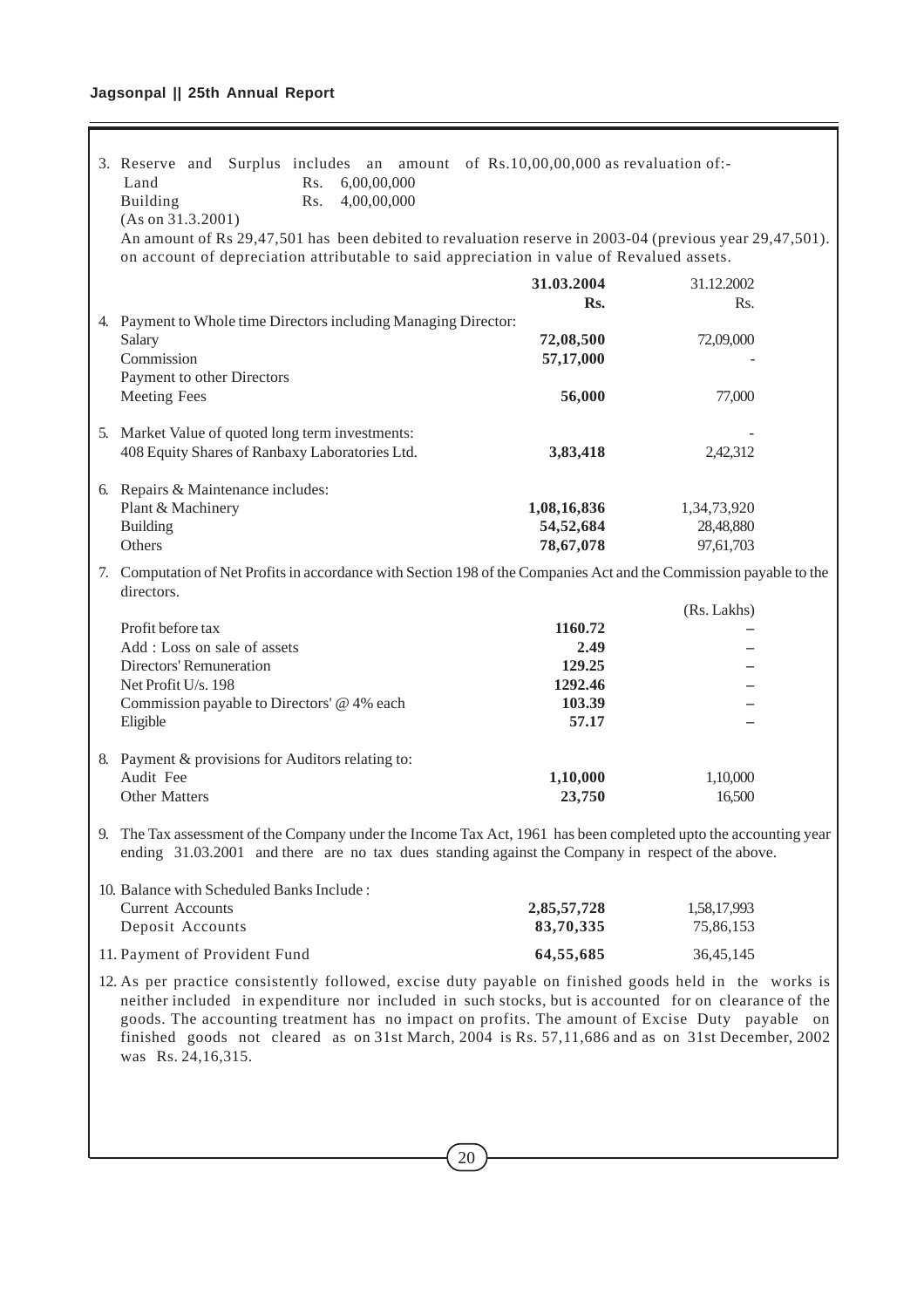3. Reserve and Surplus includes an amount of Rs.10,00,00,000 as revaluation of:-

| | |
|---|---|
| Land | Rs. 6,00,00,000 |
| Building | Rs. 4,00,00,000 |

(As on 31.3.2001)

An amount of Rs 29,47,501 has been debited to revaluation reserve in 2003-04 (previous year 29,47,501). on account of depreciation attributable to said appreciation in value of Revalued assets.

| | 31.03.2004 Rs. | 31.12.2002 Rs. |
|---|---|---|
| 4. Payment to Whole time Directors including Managing Director: | | |
| Salary | **72,08,500** | 72,09,000 |
| Commission | **57,17,000** | - |
| Payment to other Directors | | |
| Meeting Fees | **56,000** | 77,000 |
| 5. Market Value of quoted long term investments: | | - |
| 408 Equity Shares of Ranbaxy Laboratories Ltd. | **3,83,418** | 2,42,312 |
| 6. Repairs & Maintenance includes: | | |
| Plant & Machinery | **1,08,16,836** | 1,34,73,920 |
| Building | **54,52,684** | 28,48,880 |
| Others | **78,67,078** | 97,61,703 |

7. Computation of Net Profits in accordance with Section 198 of the Companies Act and the Commission payable to the directors.

| | | (Rs. Lakhs) |
|---|---|---|
| Profit before tax | **1160.72** | – |
| Add : Loss on sale of assets | **2.49** | – |
| Directors' Remuneration | **129.25** | – |
| Net Profit U/s. 198 | **1292.46** | – |
| Commission payable to Directors' @ 4% each | **103.39** | – |
| Eligible | **57.17** | – |

| | | |
|---|---|---|
| 8. Payment & provisions for Auditors relating to: | | |
| Audit Fee | **1,10,000** | 1,10,000 |
| Other Matters | **23,750** | 16,500 |

9. The Tax assessment of the Company under the Income Tax Act, 1961 has been completed upto the accounting year ending 31.03.2001 and there are no tax dues standing against the Company in respect of the above.

| | | |
|---|---|---|
| 10. Balance with Scheduled Banks Include : | | |
| Current Accounts | **2,85,57,728** | 1,58,17,993 |
| Deposit Accounts | **83,70,335** | 75,86,153 |
| 11. Payment of Provident Fund | **64,55,685** | 36,45,145 |

12. As per practice consistently followed, excise duty payable on finished goods held in the works is neither included in expenditure nor included in such stocks, but is accounted for on clearance of the goods. The accounting treatment has no impact on profits. The amount of Excise Duty payable on finished goods not cleared as on 31st March, 2004 is Rs. 57,11,686 and as on 31st December, 2002 was Rs. 24,16,315.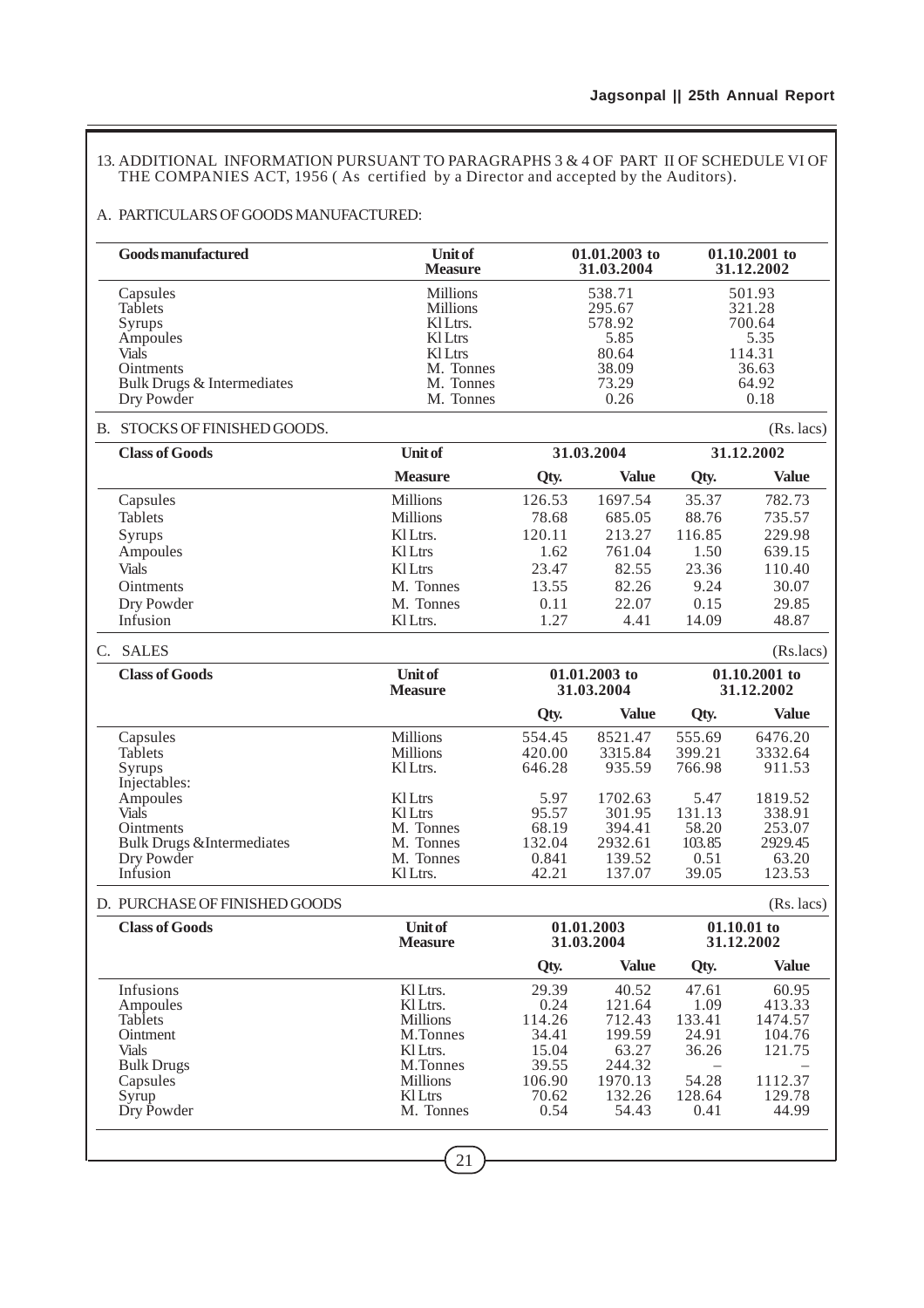13. ADDITIONAL INFORMATION PURSUANT TO PARAGRAPHS 3 & 4 OF PART II OF SCHEDULE VI OF THE COMPANIES ACT, 1956 ( As certified by a Director and accepted by the Auditors).

A. PARTICULARS OF GOODS MANUFACTURED:

| Goods manufactured | Unit of Measure | 01.01.2003 to 31.03.2004 | 01.10.2001 to 31.12.2002 |
|---|---|---|---|
| Capsules | Millions | 538.71 | 501.93 |
| Tablets | Millions | 295.67 | 321.28 |
| Syrups | Kl Ltrs. | 578.92 | 700.64 |
| Ampoules | Kl Ltrs | 5.85 | 5.35 |
| Vials | Kl Ltrs | 80.64 | 114.31 |
| Ointments | M. Tonnes | 38.09 | 36.63 |
| Bulk Drugs & Intermediates | M. Tonnes | 73.29 | 64.92 |
| Dry Powder | M. Tonnes | 0.26 | 0.18 |

B. STOCKS OF FINISHED GOODS. (Rs. lacs)

| Class of Goods | Unit of | 31.03.2004 | | 31.12.2002 | |
|---|---|---|---|---|---|
| | Measure | Qty. | Value | Qty. | Value |
| Capsules | Millions | 126.53 | 1697.54 | 35.37 | 782.73 |
| Tablets | Millions | 78.68 | 685.05 | 88.76 | 735.57 |
| Syrups | Kl Ltrs. | 120.11 | 213.27 | 116.85 | 229.98 |
| Ampoules | Kl Ltrs | 1.62 | 761.04 | 1.50 | 639.15 |
| Vials | Kl Ltrs | 23.47 | 82.55 | 23.36 | 110.40 |
| Ointments | M. Tonnes | 13.55 | 82.26 | 9.24 | 30.07 |
| Dry Powder | M. Tonnes | 0.11 | 22.07 | 0.15 | 29.85 |
| Infusion | Kl Ltrs. | 1.27 | 4.41 | 14.09 | 48.87 |

C. SALES (Rs.lacs)

| Class of Goods | Unit of Measure | 01.01.2003 to 31.03.2004 | | 01.10.2001 to 31.12.2002 | |
|---|---|---|---|---|---|
| | | Qty. | Value | Qty. | Value |
| Capsules | Millions | 554.45 | 8521.47 | 555.69 | 6476.20 |
| Tablets | Millions | 420.00 | 3315.84 | 399.21 | 3332.64 |
| Syrups | Kl Ltrs. | 646.28 | 935.59 | 766.98 | 911.53 |
| Injectables: | | | | | |
| Ampoules | Kl Ltrs | 5.97 | 1702.63 | 5.47 | 1819.52 |
| Vials | Kl Ltrs | 95.57 | 301.95 | 131.13 | 338.91 |
| Ointments | M. Tonnes | 68.19 | 394.41 | 58.20 | 253.07 |
| Bulk Drugs &Intermediates | M. Tonnes | 132.04 | 2932.61 | 103.85 | 2929.45 |
| Dry Powder | M. Tonnes | 0.841 | 139.52 | 0.51 | 63.20 |
| Infusion | Kl Ltrs. | 42.21 | 137.07 | 39.05 | 123.53 |

D. PURCHASE OF FINISHED GOODS (Rs. lacs)

| Class of Goods | Unit of Measure | 01.01.2003 31.03.2004 | | 01.10.01 to 31.12.2002 | |
|---|---|---|---|---|---|
| | | Qty. | Value | Qty. | Value |
| Infusions | Kl Ltrs. | 29.39 | 40.52 | 47.61 | 60.95 |
| Ampoules | Kl Ltrs. | 0.24 | 121.64 | 1.09 | 413.33 |
| Tablets | Millions | 114.26 | 712.43 | 133.41 | 1474.57 |
| Ointment | M.Tonnes | 34.41 | 199.59 | 24.91 | 104.76 |
| Vials | Kl Ltrs. | 15.04 | 63.27 | 36.26 | 121.75 |
| Bulk Drugs | M.Tonnes | 39.55 | 244.32 | – | – |
| Capsules | Millions | 106.90 | 1970.13 | 54.28 | 1112.37 |
| Syrup | Kl Ltrs | 70.62 | 132.26 | 128.64 | 129.78 |
| Dry Powder | M. Tonnes | 0.54 | 54.43 | 0.41 | 44.99 |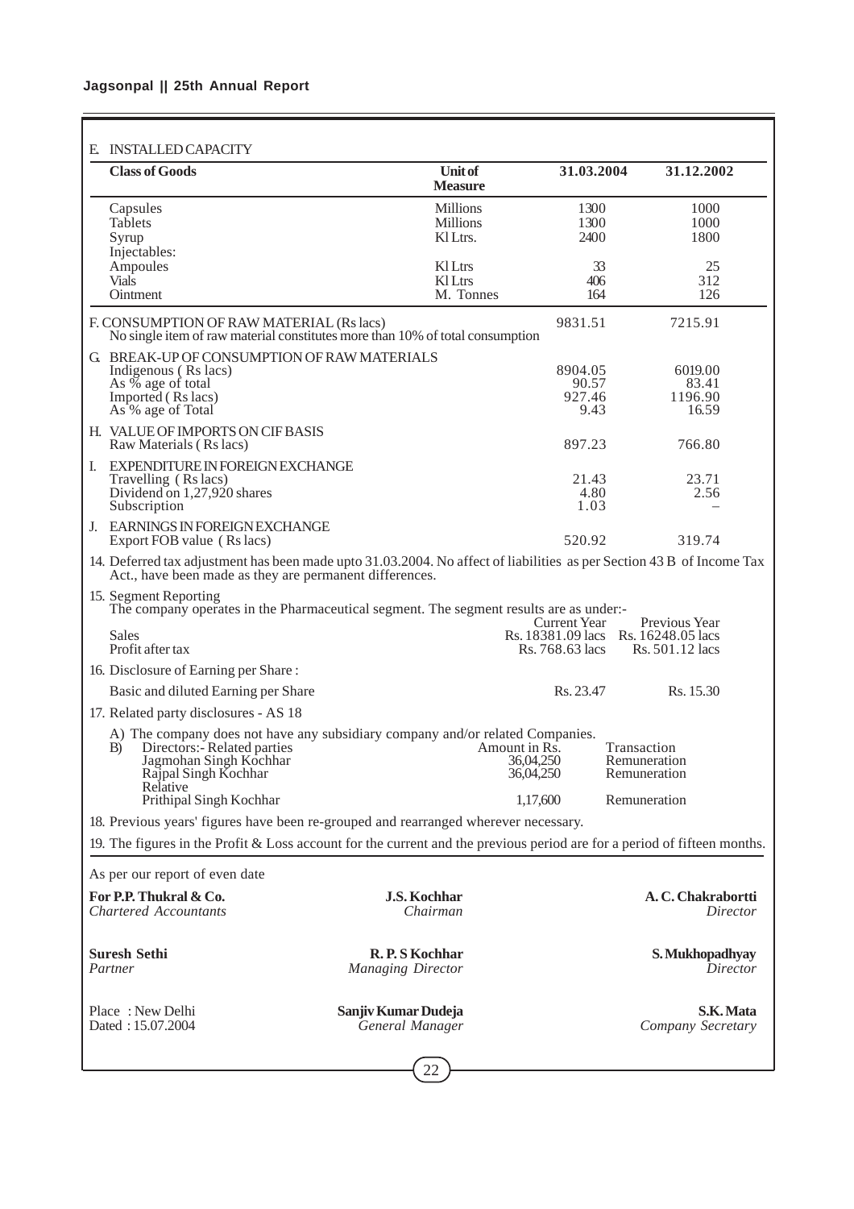E. INSTALLED CAPACITY

| Class of Goods | Unit of Measure | 31.03.2004 | 31.12.2002 |
|---|---|---|---|
| Capsules | Millions | 1300 | 1000 |
| Tablets | Millions | 1300 | 1000 |
| Syrup | Kl Ltrs. | 2400 | 1800 |
| Injectables: | | | |
| Ampoules | Kl Ltrs | 33 | 25 |
| Vials | Kl Ltrs | 406 | 312 |
| Ointment | M. Tonnes | 164 | 126 |

| | 31.03.2004 | 31.12.2002 |
|---|---|---|
| F. CONSUMPTION OF RAW MATERIAL (Rs lacs) | 9831.51 | 7215.91 |
| No single item of raw material constitutes more than 10% of total consumption | | |
| G. BREAK-UP OF CONSUMPTION OF RAW MATERIALS | | |
| Indigenous ( Rs lacs) | 8904.05 | 6019.00 |
| As % age of total | 90.57 | 83.41 |
| Imported ( Rs lacs) | 927.46 | 1196.90 |
| As % age of Total | 9.43 | 16.59 |
| H. VALUE OF IMPORTS ON CIF BASIS | | |
| Raw Materials ( Rs lacs) | 897.23 | 766.80 |
| I. EXPENDITURE IN FOREIGN EXCHANGE | | |
| Travelling ( Rs lacs) | 21.43 | 23.71 |
| Dividend on 1,27,920 shares | 4.80 | 2.56 |
| Subscription | 1.03 | – |
| J. EARNINGS IN FOREIGN EXCHANGE | | |
| Export FOB value ( Rs lacs) | 520.92 | 319.74 |

14. Deferred tax adjustment has been made upto 31.03.2004. No affect of liabilities as per Section 43 B of Income Tax Act., have been made as they are permanent differences.

15. Segment Reporting
The company operates in the Pharmaceutical segment. The segment results are as under:-

| | Current Year | Previous Year |
|---|---|---|
| Sales | Rs. 18381.09 lacs | Rs. 16248.05 lacs |
| Profit after tax | Rs. 768.63 lacs | Rs. 501.12 lacs |

16. Disclosure of Earning per Share :

| | | |
|---|---|---|
| Basic and diluted Earning per Share | Rs. 23.47 | Rs. 15.30 |

17. Related party disclosures - AS 18

A) The company does not have any subsidiary company and/or related Companies.

| B) Directors:- Related parties | Amount in Rs. | Transaction |
|---|---|---|
| Jagmohan Singh Kochhar | 36,04,250 | Remuneration |
| Rajpal Singh Kochhar | 36,04,250 | Remuneration |
| Relative | | |
| Prithipal Singh Kochhar | 1,17,600 | Remuneration |

18. Previous years' figures have been re-grouped and rearranged wherever necessary.

19. The figures in the Profit & Loss account for the current and the previous period are for a period of fifteen months.

As per our report of even date

| | | |
|---|---|---|
| **For P.P. Thukral & Co.** *Chartered Accountants* | **J.S. Kochhar** *Chairman* | **A. C. Chakrabortti** *Director* |
| **Suresh Sethi** *Partner* | **R. P. S Kochhar** *Managing Director* | **S. Mukhopadhyay** *Director* |
| Place : New Delhi Dated : 15.07.2004 | **Sanjiv Kumar Dudeja** *General Manager* | **S.K. Mata** *Company Secretary* |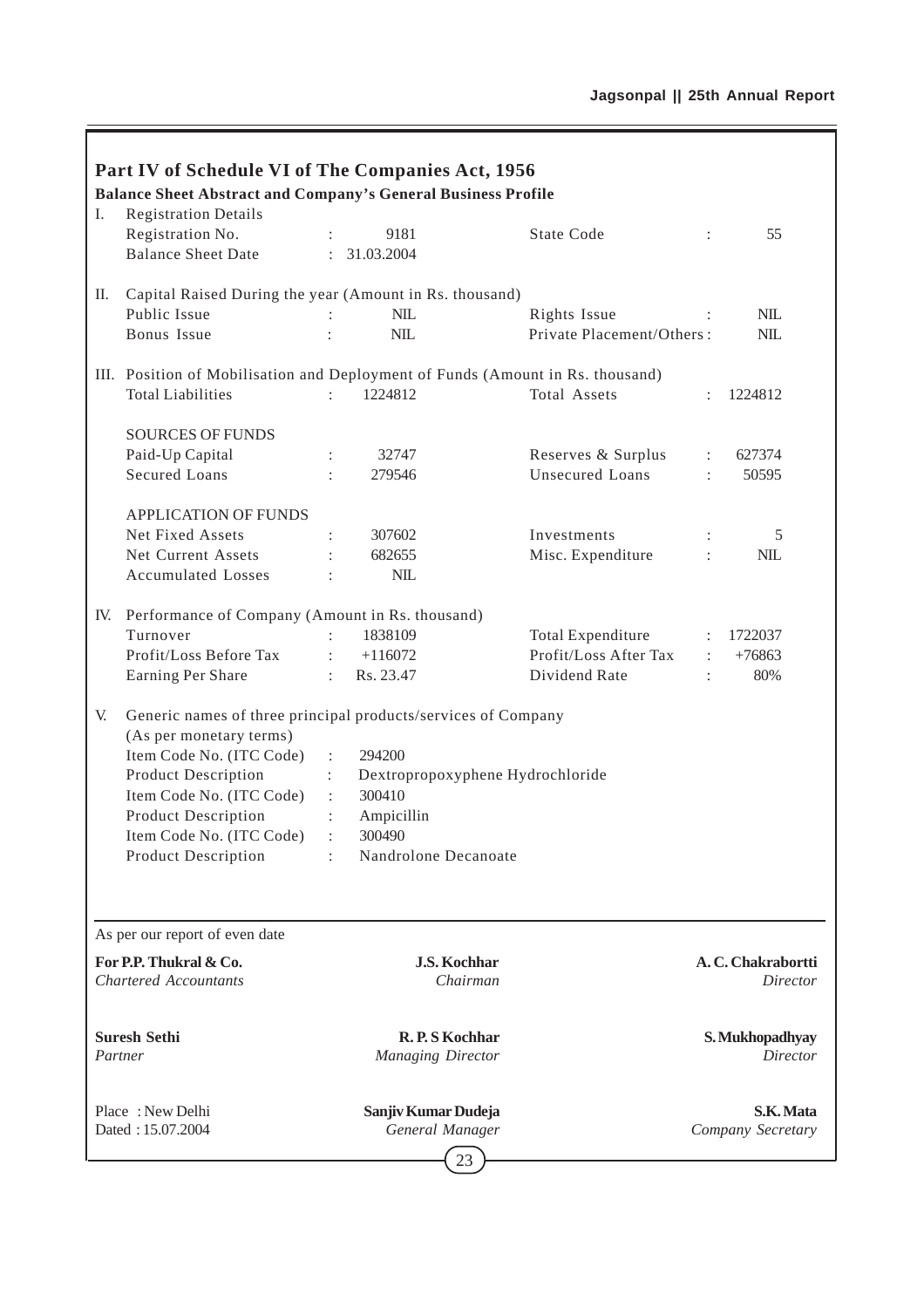# Part IV of Schedule VI of The Companies Act, 1956

## Balance Sheet Abstract and Company's General Business Profile

**I. Registration Details**

| | | | | |
|---|---|---|---|---|
| Registration No. | : 9181 | | State Code | : 55 |
| Balance Sheet Date | : 31.03.2004 | | | |

**II. Capital Raised During the year (Amount in Rs. thousand)**

| | | | |
|---|---|---|---|
| Public Issue | : NIL | Rights Issue | : NIL |
| Bonus Issue | : NIL | Private Placement/Others | : NIL |

**III. Position of Mobilisation and Deployment of Funds (Amount in Rs. thousand)**

| | | | |
|---|---|---|---|
| Total Liabilities | : 1224812 | Total Assets | : 1224812 |
| **SOURCES OF FUNDS** | | | |
| Paid-Up Capital | : 32747 | Reserves & Surplus | : 627374 |
| Secured Loans | : 279546 | Unsecured Loans | : 50595 |
| **APPLICATION OF FUNDS** | | | |
| Net Fixed Assets | : 307602 | Investments | : 5 |
| Net Current Assets | : 682655 | Misc. Expenditure | : NIL |
| Accumulated Losses | : NIL | | |

**IV. Performance of Company (Amount in Rs. thousand)**

| | | | |
|---|---|---|---|
| Turnover | : 1838109 | Total Expenditure | : 1722037 |
| Profit/Loss Before Tax | : +116072 | Profit/Loss After Tax | : +76863 |
| Earning Per Share | : Rs. 23.47 | Dividend Rate | : 80% |

**V. Generic names of three principal products/services of Company (As per monetary terms)**

| | |
|---|---|
| Item Code No. (ITC Code) | : 294200 |
| Product Description | : Dextropropoxyphene Hydrochloride |
| Item Code No. (ITC Code) | : 300410 |
| Product Description | : Ampicillin |
| Item Code No. (ITC Code) | : 300490 |
| Product Description | : Nandrolone Decanoate |

As per our report of even date

**For P.P. Thukral & Co.**
*Chartered Accountants*

**J.S. Kochhar**
*Chairman*

**A. C. Chakrabortti**
*Director*

**Suresh Sethi**
*Partner*

**R. P. S Kochhar**
*Managing Director*

**S. Mukhopadhyay**
*Director*

Place : New Delhi
Dated : 15.07.2004

**Sanjiv Kumar Dudeja**
*General Manager*

**S.K. Mata**
*Company Secretary*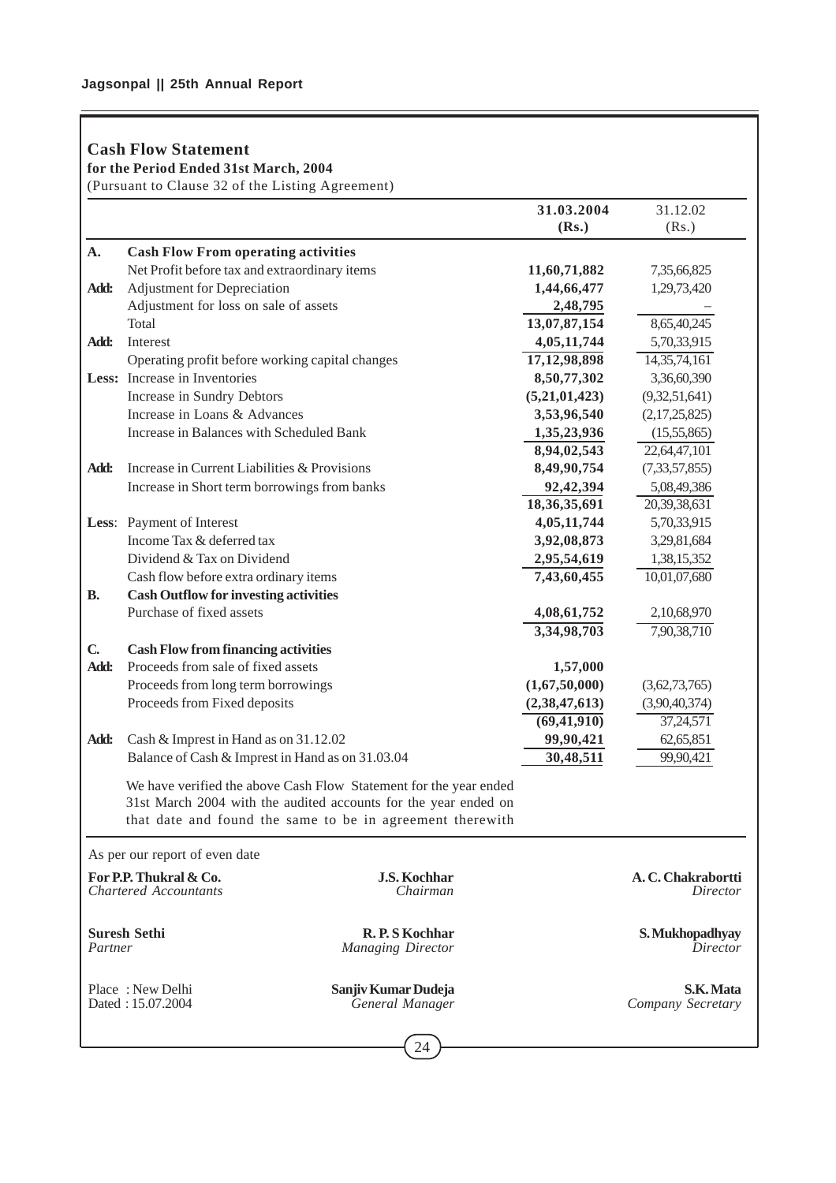## Cash Flow Statement

**for the Period Ended 31st March, 2004**

(Pursuant to Clause 32 of the Listing Agreement)

| | | 31.03.2004 (Rs.) | 31.12.02 (Rs.) |
|---|---|---|---|
| **A.** | **Cash Flow From operating activities** | | |
| | Net Profit before tax and extraordinary items | **11,60,71,882** | 7,35,66,825 |
| **Add:** | Adjustment for Depreciation | **1,44,66,477** | 1,29,73,420 |
| | Adjustment for loss on sale of assets | **2,48,795** | – |
| | Total | **13,07,87,154** | 8,65,40,245 |
| **Add:** | Interest | **4,05,11,744** | 5,70,33,915 |
| | Operating profit before working capital changes | **17,12,98,898** | 14,35,74,161 |
| **Less:** | Increase in Inventories | **8,50,77,302** | 3,36,60,390 |
| | Increase in Sundry Debtors | **(5,21,01,423)** | (9,32,51,641) |
| | Increase in Loans & Advances | **3,53,96,540** | (2,17,25,825) |
| | Increase in Balances with Scheduled Bank | **1,35,23,936** | (15,55,865) |
| | | **8,94,02,543** | 22,64,47,101 |
| **Add:** | Increase in Current Liabilities & Provisions | **8,49,90,754** | (7,33,57,855) |
| | Increase in Short term borrowings from banks | **92,42,394** | 5,08,49,386 |
| | | **18,36,35,691** | 20,39,38,631 |
| **Less:** | Payment of Interest | **4,05,11,744** | 5,70,33,915 |
| | Income Tax & deferred tax | **3,92,08,873** | 3,29,81,684 |
| | Dividend & Tax on Dividend | **2,95,54,619** | 1,38,15,352 |
| | Cash flow before extra ordinary items | **7,43,60,455** | 10,01,07,680 |
| **B.** | **Cash Outflow for investing activities** | | |
| | Purchase of fixed assets | **4,08,61,752** | 2,10,68,970 |
| | | **3,34,98,703** | 7,90,38,710 |
| **C.** | **Cash Flow from financing activities** | | |
| **Add:** | Proceeds from sale of fixed assets | **1,57,000** | |
| | Proceeds from long term borrowings | **(1,67,50,000)** | (3,62,73,765) |
| | Proceeds from Fixed deposits | **(2,38,47,613)** | (3,90,40,374) |
| | | **(69,41,910)** | 37,24,571 |
| **Add:** | Cash & Imprest in Hand as on 31.12.02 | **99,90,421** | 62,65,851 |
| | Balance of Cash & Imprest in Hand as on 31.03.04 | **30,48,511** | 99,90,421 |

We have verified the above Cash Flow Statement for the year ended 31st March 2004 with the audited accounts for the year ended on that date and found the same to be in agreement therewith

As per our report of even date

**For P.P. Thukral & Co.**
*Chartered Accountants*

**Suresh Sethi**
*Partner*

Place : New Delhi
Dated : 15.07.2004

**J.S. Kochhar**
*Chairman*

**R. P. S Kochhar**
*Managing Director*

**Sanjiv Kumar Dudeja**
*General Manager*

**A. C. Chakrabortti**
*Director*

**S. Mukhopadhyay**
*Director*

**S.K. Mata**
*Company Secretary*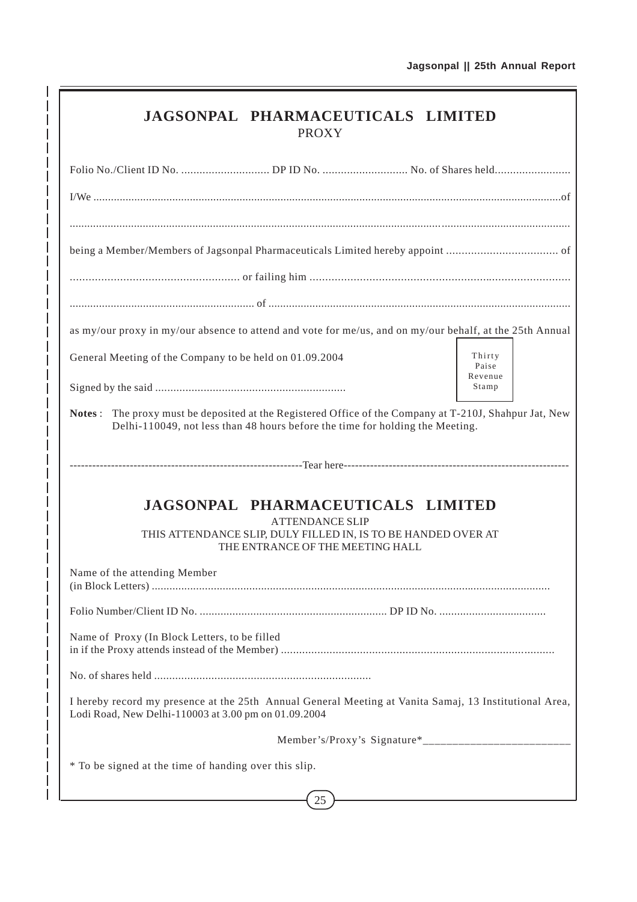# JAGSONPAL PHARMACEUTICALS LIMITED

PROXY

Folio No./Client ID No. ............................ DP ID No. ........................... No. of Shares held........................

I/We ..............................................................................................................................................of

......................................................................................................................................................

being a Member/Members of Jagsonpal Pharmaceuticals Limited hereby appoint ................................... of

..................................................... or failing him ..................................................................................

.............................................................. of ......................................................................................................

as my/our proxy in my/our absence to attend and vote for me/us, and on my/our behalf, at the 25th Annual General Meeting of the Company to be held on 01.09.2004

Signed by the said ..............................................................

Thirty Paise Revenue Stamp

**Notes** : The proxy must be deposited at the Registered Office of the Company at T-210J, Shahpur Jat, New Delhi-110049, not less than 48 hours before the time for holding the Meeting.

-------------------------------------------------------------Tear here-----------------------------------------------------------

# JAGSONPAL PHARMACEUTICALS LIMITED

ATTENDANCE SLIP

THIS ATTENDANCE SLIP, DULY FILLED IN, IS TO BE HANDED OVER AT THE ENTRANCE OF THE MEETING HALL

Name of the attending Member (in Block Letters) ....................................................................................................................................

Folio Number/Client ID No. .............................................................. DP ID No. ...................................

Name of Proxy (In Block Letters, to be filled in if the Proxy attends instead of the Member) .........................................................................................

No. of shares held .......................................................................

I hereby record my presence at the 25th Annual General Meeting at Vanita Samaj, 13 Institutional Area, Lodi Road, New Delhi-110003 at 3.00 pm on 01.09.2004

Member's/Proxy's Signature*________________________

* To be signed at the time of handing over this slip.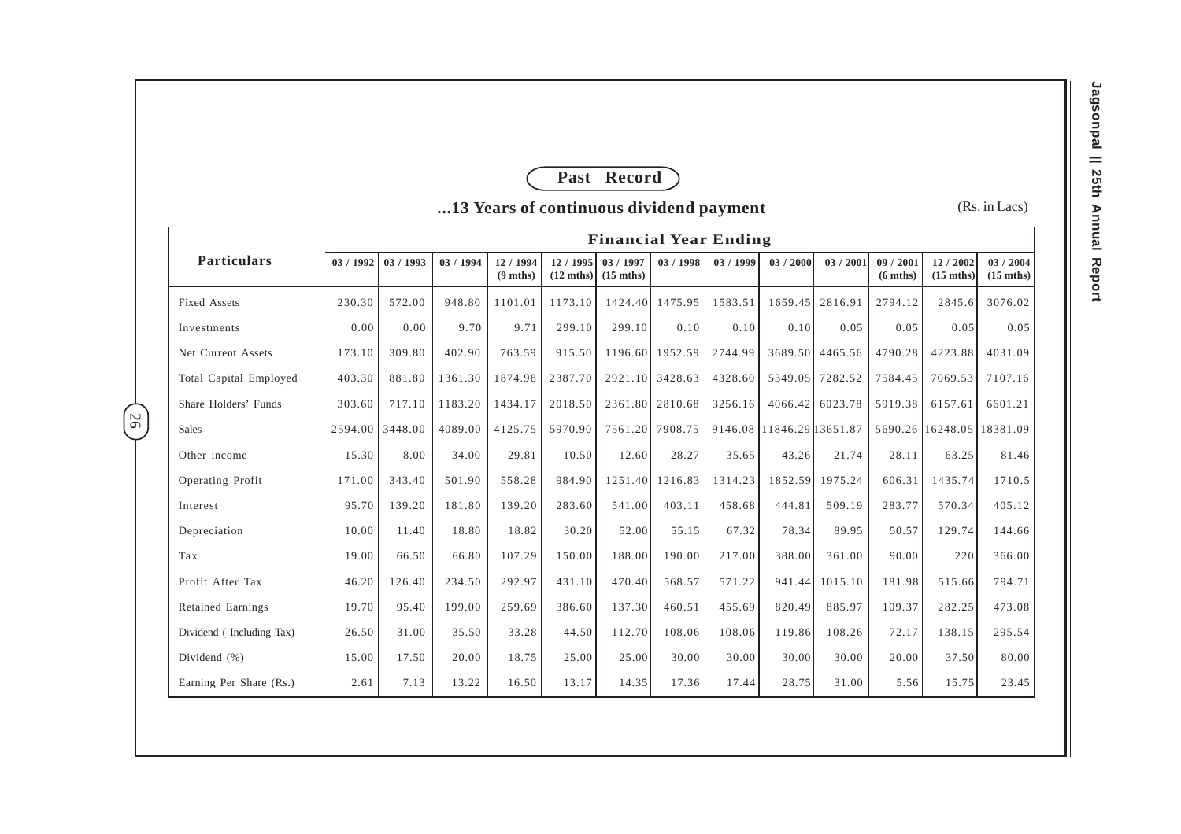## Past Record

### ...13 Years of continuous dividend payment

(Rs. in Lacs)

| Particulars | Financial Year Ending | | | | | | | | | | | | |
|---|---|---|---|---|---|---|---|---|---|---|---|---|---|
| | 03 / 1992 | 03 / 1993 | 03 / 1994 | 12 / 1994 (9 mths) | 12 / 1995 (12 mths) | 03 / 1997 (15 mths) | 03 / 1998 | 03 / 1999 | 03 / 2000 | 03 / 2001 | 09 / 2001 (6 mths) | 12 / 2002 (15 mths) | 03 / 2004 (15 mths) |
| Fixed Assets | 230.30 | 572.00 | 948.80 | 1101.01 | 1173.10 | 1424.40 | 1475.95 | 1583.51 | 1659.45 | 2816.91 | 2794.12 | 2845.6 | 3076.02 |
| Investments | 0.00 | 0.00 | 9.70 | 9.71 | 299.10 | 299.10 | 0.10 | 0.10 | 0.10 | 0.05 | 0.05 | 0.05 | 0.05 |
| Net Current Assets | 173.10 | 309.80 | 402.90 | 763.59 | 915.50 | 1196.60 | 1952.59 | 2744.99 | 3689.50 | 4465.56 | 4790.28 | 4223.88 | 4031.09 |
| Total Capital Employed | 403.30 | 881.80 | 1361.30 | 1874.98 | 2387.70 | 2921.10 | 3428.63 | 4328.60 | 5349.05 | 7282.52 | 7584.45 | 7069.53 | 7107.16 |
| Share Holders' Funds | 303.60 | 717.10 | 1183.20 | 1434.17 | 2018.50 | 2361.80 | 2810.68 | 3256.16 | 4066.42 | 6023.78 | 5919.38 | 6157.61 | 6601.21 |
| Sales | 2594.00 | 3448.00 | 4089.00 | 4125.75 | 5970.90 | 7561.20 | 7908.75 | 9146.08 | 11846.29 | 13651.87 | 5690.26 | 16248.05 | 18381.09 |
| Other income | 15.30 | 8.00 | 34.00 | 29.81 | 10.50 | 12.60 | 28.27 | 35.65 | 43.26 | 21.74 | 28.11 | 63.25 | 81.46 |
| Operating Profit | 171.00 | 343.40 | 501.90 | 558.28 | 984.90 | 1251.40 | 1216.83 | 1314.23 | 1852.59 | 1975.24 | 606.31 | 1435.74 | 1710.5 |
| Interest | 95.70 | 139.20 | 181.80 | 139.20 | 283.60 | 541.00 | 403.11 | 458.68 | 444.81 | 509.19 | 283.77 | 570.34 | 405.12 |
| Depreciation | 10.00 | 11.40 | 18.80 | 18.82 | 30.20 | 52.00 | 55.15 | 67.32 | 78.34 | 89.95 | 50.57 | 129.74 | 144.66 |
| Tax | 19.00 | 66.50 | 66.80 | 107.29 | 150.00 | 188.00 | 190.00 | 217.00 | 388.00 | 361.00 | 90.00 | 220 | 366.00 |
| Profit After Tax | 46.20 | 126.40 | 234.50 | 292.97 | 431.10 | 470.40 | 568.57 | 571.22 | 941.44 | 1015.10 | 181.98 | 515.66 | 794.71 |
| Retained Earnings | 19.70 | 95.40 | 199.00 | 259.69 | 386.60 | 137.30 | 460.51 | 455.69 | 820.49 | 885.97 | 109.37 | 282.25 | 473.08 |
| Dividend ( Including Tax) | 26.50 | 31.00 | 35.50 | 33.28 | 44.50 | 112.70 | 108.06 | 108.06 | 119.86 | 108.26 | 72.17 | 138.15 | 295.54 |
| Dividend (%) | 15.00 | 17.50 | 20.00 | 18.75 | 25.00 | 25.00 | 30.00 | 30.00 | 30.00 | 30.00 | 20.00 | 37.50 | 80.00 |
| Earning Per Share (Rs.) | 2.61 | 7.13 | 13.22 | 16.50 | 13.17 | 14.35 | 17.36 | 17.44 | 28.75 | 31.00 | 5.56 | 15.75 | 23.45 |